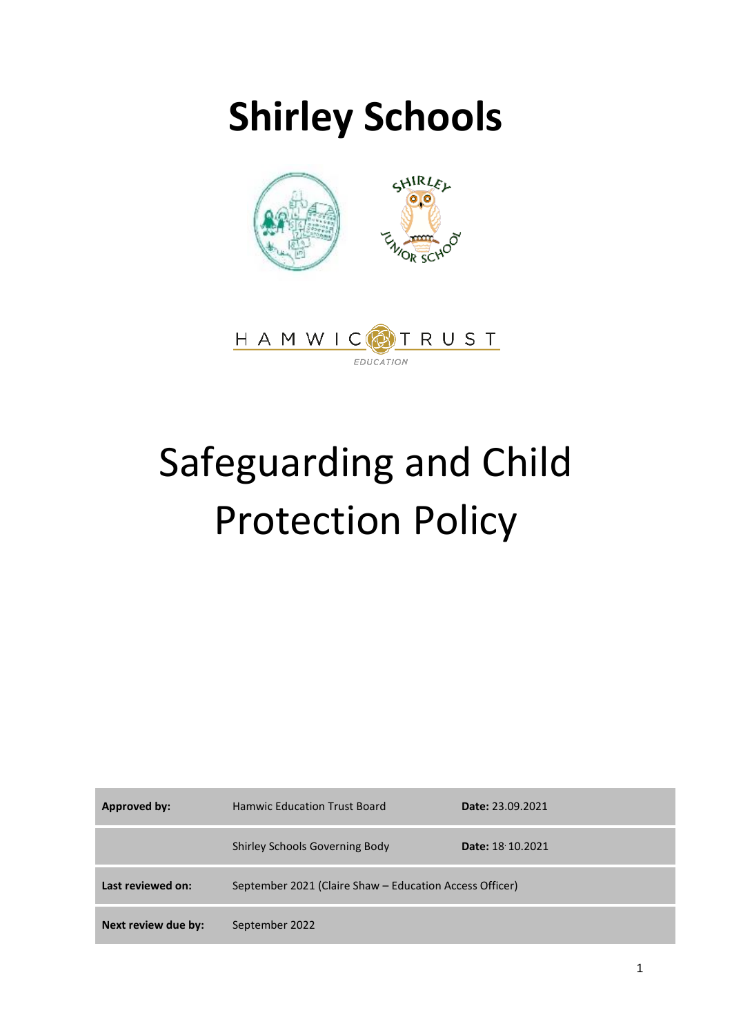# Shirley Schools

HAMWIC TRUST
EDUCATION

# Safeguarding and Child Protection Policy

| Approved by: | Hamwic Education Trust Board | Date: 23.09.2021 |
|---|---|---|
| | Shirley Schools Governing Body | Date: 18 10.2021 |
| Last reviewed on: | September 2021 (Claire Shaw – Education Access Officer) | |
| Next review due by: | September 2022 | |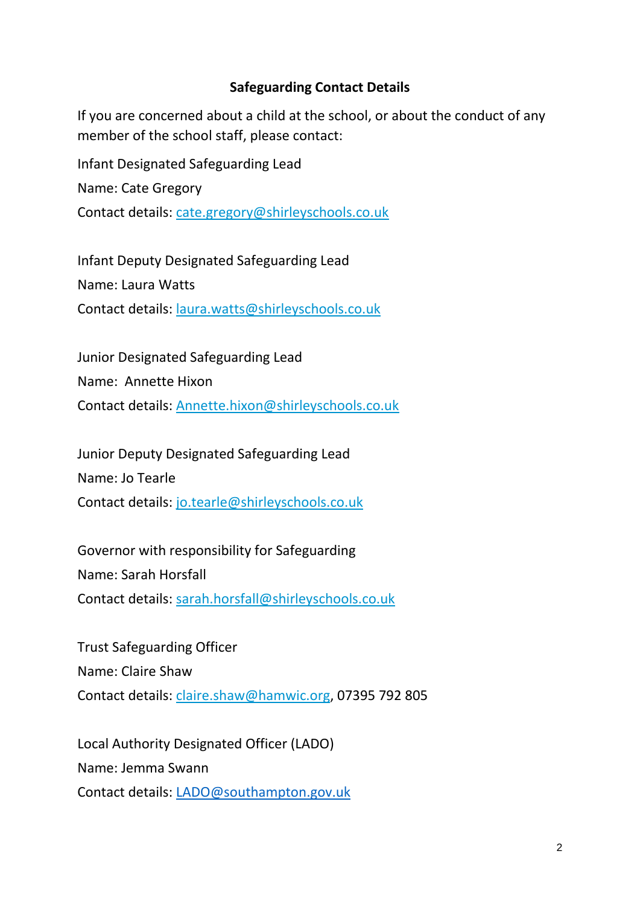**Safeguarding Contact Details**

If you are concerned about a child at the school, or about the conduct of any member of the school staff, please contact:

Infant Designated Safeguarding Lead

Name: Cate Gregory

Contact details: cate.gregory@shirleyschools.co.uk

Infant Deputy Designated Safeguarding Lead

Name: Laura Watts

Contact details: laura.watts@shirleyschools.co.uk

Junior Designated Safeguarding Lead

Name: Annette Hixon

Contact details: Annette.hixon@shirleyschools.co.uk

Junior Deputy Designated Safeguarding Lead

Name: Jo Tearle

Contact details: jo.tearle@shirleyschools.co.uk

Governor with responsibility for Safeguarding

Name: Sarah Horsfall

Contact details: sarah.horsfall@shirleyschools.co.uk

Trust Safeguarding Officer

Name: Claire Shaw

Contact details: claire.shaw@hamwic.org, 07395 792 805

Local Authority Designated Officer (LADO)

Name: Jemma Swann

Contact details: LADO@southampton.gov.uk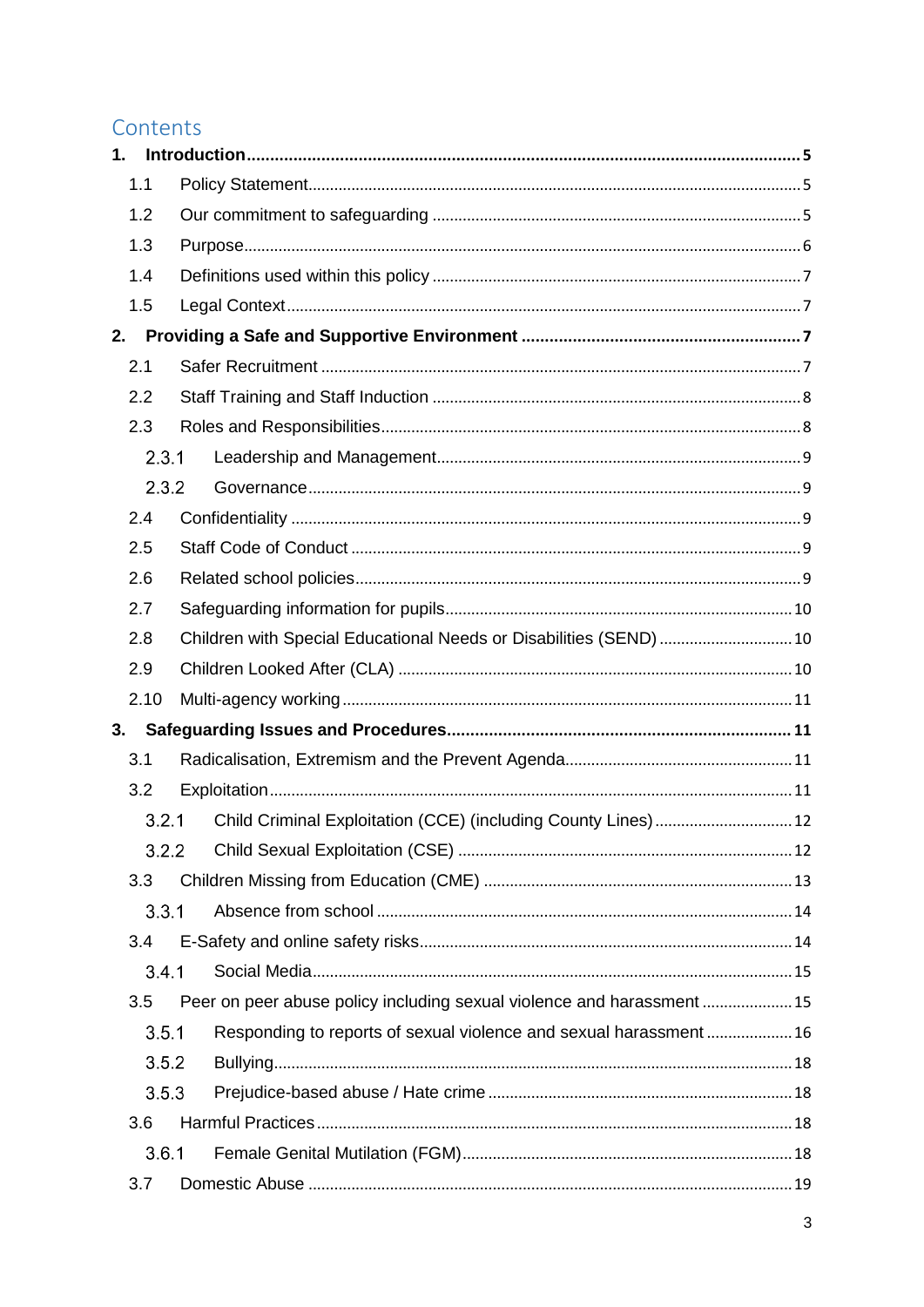# Contents

**1. Introduction .......... 5**

- 1.1 Policy Statement .......... 5
- 1.2 Our commitment to safeguarding .......... 5
- 1.3 Purpose .......... 6
- 1.4 Definitions used within this policy .......... 7
- 1.5 Legal Context .......... 7

**2. Providing a Safe and Supportive Environment .......... 7**

- 2.1 Safer Recruitment .......... 7
- 2.2 Staff Training and Staff Induction .......... 8
- 2.3 Roles and Responsibilities .......... 8
  - 2.3.1 Leadership and Management .......... 9
  - 2.3.2 Governance .......... 9
- 2.4 Confidentiality .......... 9
- 2.5 Staff Code of Conduct .......... 9
- 2.6 Related school policies .......... 9
- 2.7 Safeguarding information for pupils .......... 10
- 2.8 Children with Special Educational Needs or Disabilities (SEND) .......... 10
- 2.9 Children Looked After (CLA) .......... 10
- 2.10 Multi-agency working .......... 11

**3. Safeguarding Issues and Procedures .......... 11**

- 3.1 Radicalisation, Extremism and the Prevent Agenda .......... 11
- 3.2 Exploitation .......... 11
  - 3.2.1 Child Criminal Exploitation (CCE) (including County Lines) .......... 12
  - 3.2.2 Child Sexual Exploitation (CSE) .......... 12
- 3.3 Children Missing from Education (CME) .......... 13
  - 3.3.1 Absence from school .......... 14
- 3.4 E-Safety and online safety risks .......... 14
  - 3.4.1 Social Media .......... 15
- 3.5 Peer on peer abuse policy including sexual violence and harassment .......... 15
  - 3.5.1 Responding to reports of sexual violence and sexual harassment .......... 16
  - 3.5.2 Bullying .......... 18
  - 3.5.3 Prejudice-based abuse / Hate crime .......... 18
- 3.6 Harmful Practices .......... 18
  - 3.6.1 Female Genital Mutilation (FGM) .......... 18
- 3.7 Domestic Abuse .......... 19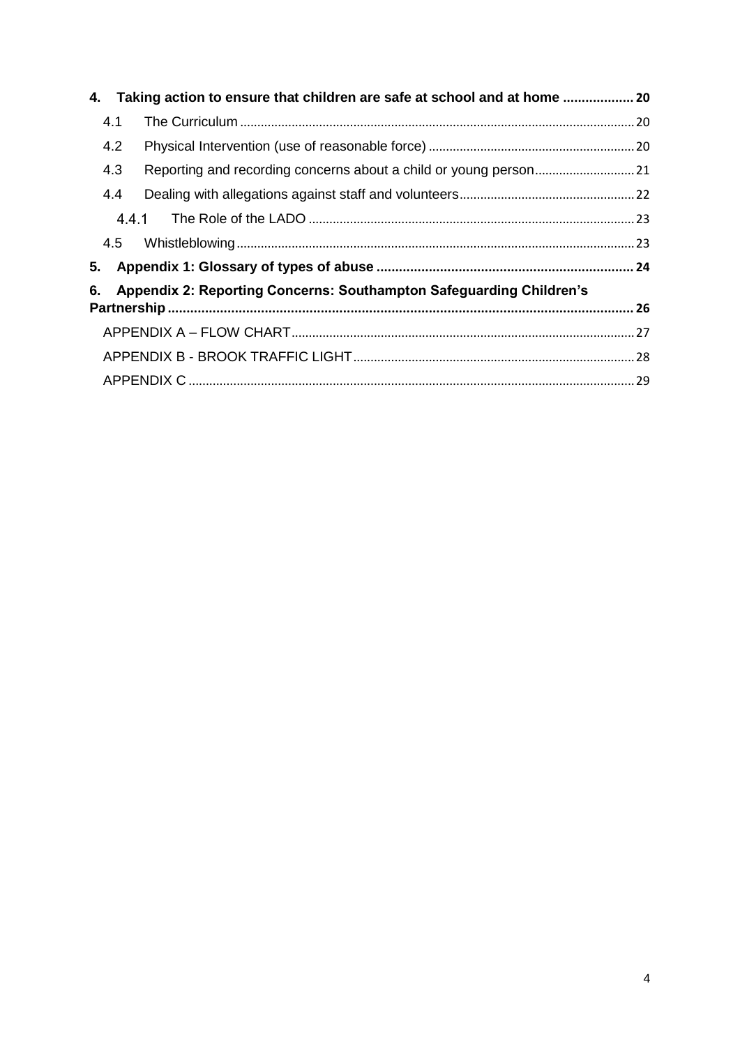**4. Taking action to ensure that children are safe at school and at home ................... 20**

4.1 The Curriculum ................................................................................................................. 20

4.2 Physical Intervention (use of reasonable force) ........................................................... 20

4.3 Reporting and recording concerns about a child or young person............................. 21

4.4 Dealing with allegations against staff and volunteers.................................................. 22

4.4.1 The Role of the LADO .............................................................................................. 23

4.5 Whistleblowing.................................................................................................................. 23

**5. Appendix 1: Glossary of types of abuse ..................................................................... 24**

**6. Appendix 2: Reporting Concerns: Southampton Safeguarding Children's Partnership ............................................................................................................................. 26**

APPENDIX A – FLOW CHART.................................................................................................. 27

APPENDIX B - BROOK TRAFFIC LIGHT................................................................................. 28

APPENDIX C ................................................................................................................................ 29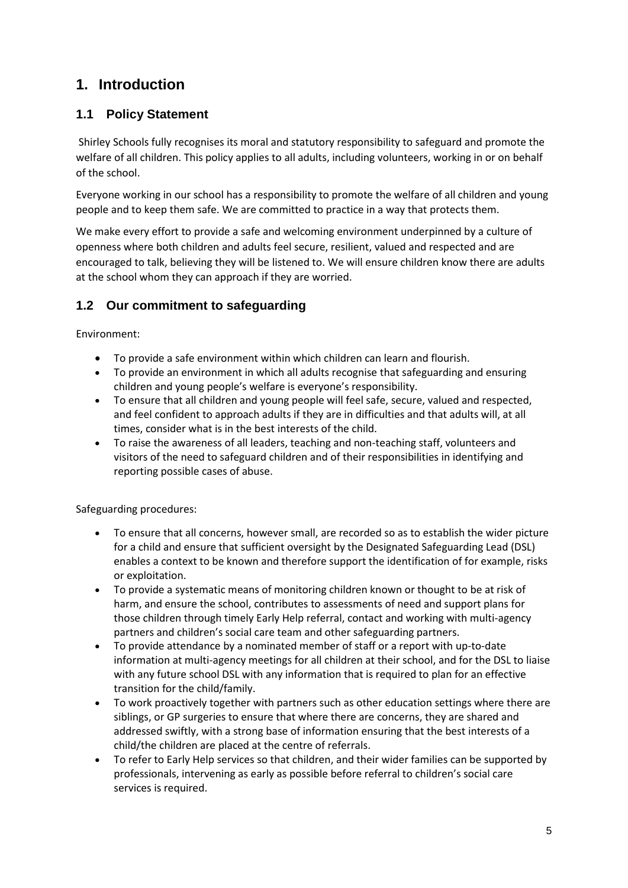# 1. Introduction

## 1.1 Policy Statement

Shirley Schools fully recognises its moral and statutory responsibility to safeguard and promote the welfare of all children. This policy applies to all adults, including volunteers, working in or on behalf of the school.

Everyone working in our school has a responsibility to promote the welfare of all children and young people and to keep them safe. We are committed to practice in a way that protects them.

We make every effort to provide a safe and welcoming environment underpinned by a culture of openness where both children and adults feel secure, resilient, valued and respected and are encouraged to talk, believing they will be listened to. We will ensure children know there are adults at the school whom they can approach if they are worried.

## 1.2 Our commitment to safeguarding

Environment:

- To provide a safe environment within which children can learn and flourish.
- To provide an environment in which all adults recognise that safeguarding and ensuring children and young people's welfare is everyone's responsibility.
- To ensure that all children and young people will feel safe, secure, valued and respected, and feel confident to approach adults if they are in difficulties and that adults will, at all times, consider what is in the best interests of the child.
- To raise the awareness of all leaders, teaching and non-teaching staff, volunteers and visitors of the need to safeguard children and of their responsibilities in identifying and reporting possible cases of abuse.

Safeguarding procedures:

- To ensure that all concerns, however small, are recorded so as to establish the wider picture for a child and ensure that sufficient oversight by the Designated Safeguarding Lead (DSL) enables a context to be known and therefore support the identification of for example, risks or exploitation.
- To provide a systematic means of monitoring children known or thought to be at risk of harm, and ensure the school, contributes to assessments of need and support plans for those children through timely Early Help referral, contact and working with multi-agency partners and children's social care team and other safeguarding partners.
- To provide attendance by a nominated member of staff or a report with up-to-date information at multi-agency meetings for all children at their school, and for the DSL to liaise with any future school DSL with any information that is required to plan for an effective transition for the child/family.
- To work proactively together with partners such as other education settings where there are siblings, or GP surgeries to ensure that where there are concerns, they are shared and addressed swiftly, with a strong base of information ensuring that the best interests of a child/the children are placed at the centre of referrals.
- To refer to Early Help services so that children, and their wider families can be supported by professionals, intervening as early as possible before referral to children's social care services is required.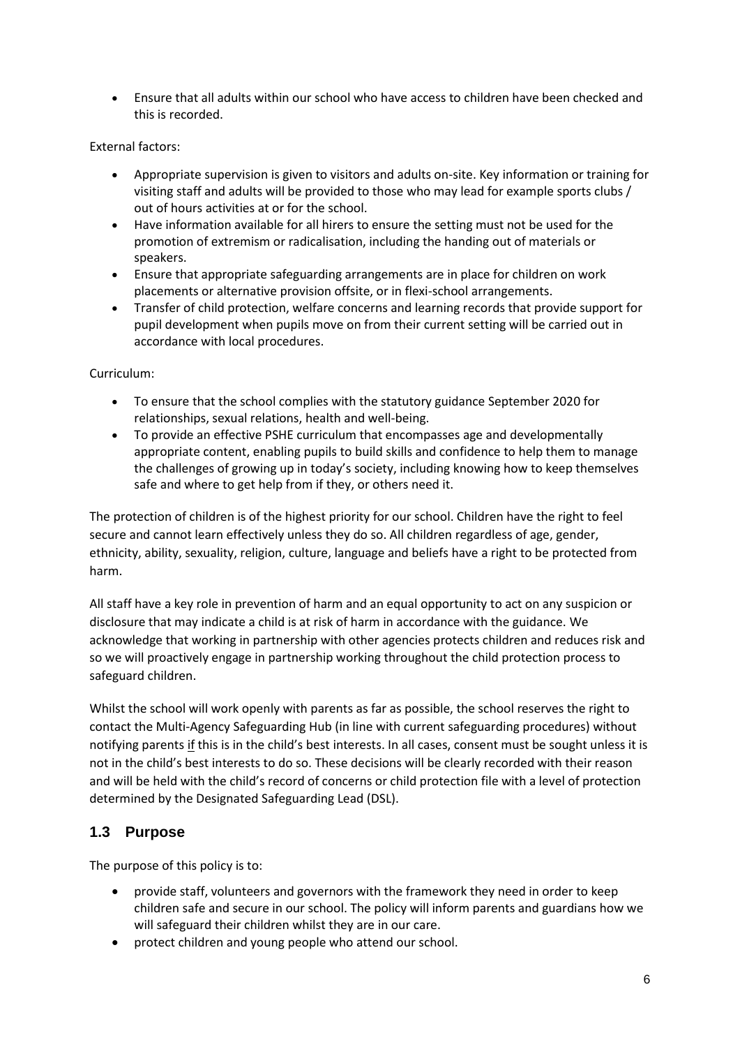- Ensure that all adults within our school who have access to children have been checked and this is recorded.

External factors:

- Appropriate supervision is given to visitors and adults on-site. Key information or training for visiting staff and adults will be provided to those who may lead for example sports clubs / out of hours activities at or for the school.
- Have information available for all hirers to ensure the setting must not be used for the promotion of extremism or radicalisation, including the handing out of materials or speakers.
- Ensure that appropriate safeguarding arrangements are in place for children on work placements or alternative provision offsite, or in flexi-school arrangements.
- Transfer of child protection, welfare concerns and learning records that provide support for pupil development when pupils move on from their current setting will be carried out in accordance with local procedures.

Curriculum:

- To ensure that the school complies with the statutory guidance September 2020 for relationships, sexual relations, health and well-being.
- To provide an effective PSHE curriculum that encompasses age and developmentally appropriate content, enabling pupils to build skills and confidence to help them to manage the challenges of growing up in today's society, including knowing how to keep themselves safe and where to get help from if they, or others need it.

The protection of children is of the highest priority for our school. Children have the right to feel secure and cannot learn effectively unless they do so. All children regardless of age, gender, ethnicity, ability, sexuality, religion, culture, language and beliefs have a right to be protected from harm.

All staff have a key role in prevention of harm and an equal opportunity to act on any suspicion or disclosure that may indicate a child is at risk of harm in accordance with the guidance. We acknowledge that working in partnership with other agencies protects children and reduces risk and so we will proactively engage in partnership working throughout the child protection process to safeguard children.

Whilst the school will work openly with parents as far as possible, the school reserves the right to contact the Multi-Agency Safeguarding Hub (in line with current safeguarding procedures) without notifying parents if this is in the child's best interests. In all cases, consent must be sought unless it is not in the child's best interests to do so. These decisions will be clearly recorded with their reason and will be held with the child's record of concerns or child protection file with a level of protection determined by the Designated Safeguarding Lead (DSL).

## 1.3 Purpose

The purpose of this policy is to:

- provide staff, volunteers and governors with the framework they need in order to keep children safe and secure in our school. The policy will inform parents and guardians how we will safeguard their children whilst they are in our care.
- protect children and young people who attend our school.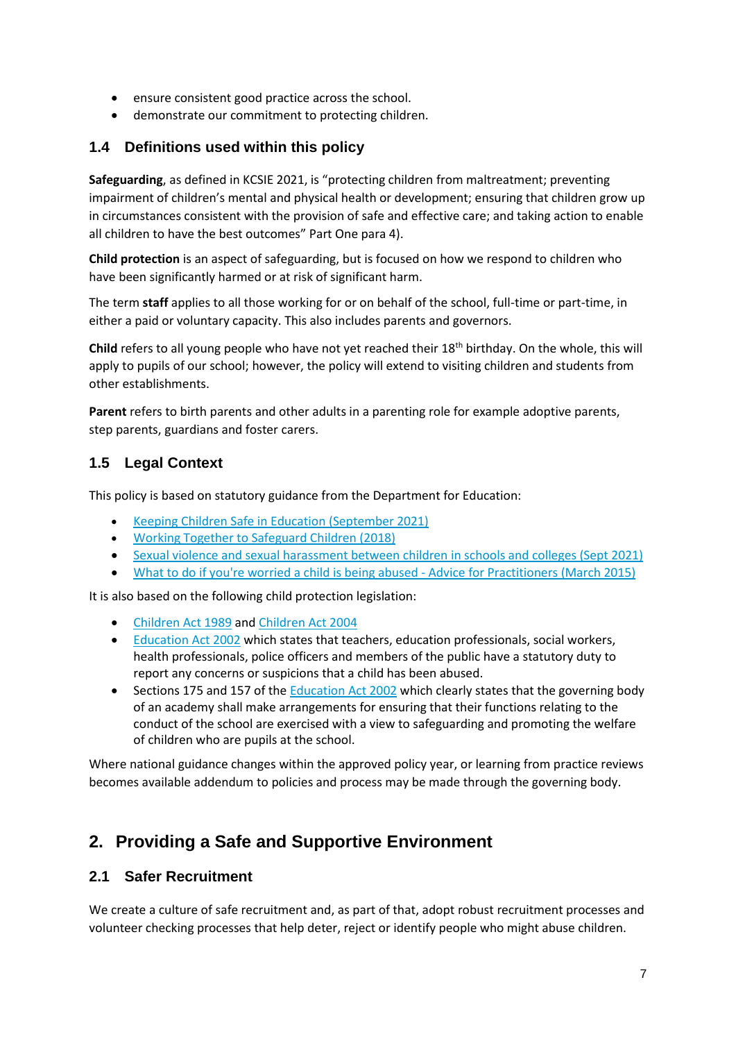- ensure consistent good practice across the school.
- demonstrate our commitment to protecting children.

### 1.4 Definitions used within this policy

**Safeguarding**, as defined in KCSIE 2021, is "protecting children from maltreatment; preventing impairment of children's mental and physical health or development; ensuring that children grow up in circumstances consistent with the provision of safe and effective care; and taking action to enable all children to have the best outcomes" Part One para 4).

**Child protection** is an aspect of safeguarding, but is focused on how we respond to children who have been significantly harmed or at risk of significant harm.

The term **staff** applies to all those working for or on behalf of the school, full-time or part-time, in either a paid or voluntary capacity. This also includes parents and governors.

**Child** refers to all young people who have not yet reached their 18th birthday. On the whole, this will apply to pupils of our school; however, the policy will extend to visiting children and students from other establishments.

**Parent** refers to birth parents and other adults in a parenting role for example adoptive parents, step parents, guardians and foster carers.

### 1.5 Legal Context

This policy is based on statutory guidance from the Department for Education:

- Keeping Children Safe in Education (September 2021)
- Working Together to Safeguard Children (2018)
- Sexual violence and sexual harassment between children in schools and colleges (Sept 2021)
- What to do if you're worried a child is being abused - Advice for Practitioners (March 2015)

It is also based on the following child protection legislation:

- Children Act 1989 and Children Act 2004
- Education Act 2002 which states that teachers, education professionals, social workers, health professionals, police officers and members of the public have a statutory duty to report any concerns or suspicions that a child has been abused.
- Sections 175 and 157 of the Education Act 2002 which clearly states that the governing body of an academy shall make arrangements for ensuring that their functions relating to the conduct of the school are exercised with a view to safeguarding and promoting the welfare of children who are pupils at the school.

Where national guidance changes within the approved policy year, or learning from practice reviews becomes available addendum to policies and process may be made through the governing body.

## 2. Providing a Safe and Supportive Environment

### 2.1 Safer Recruitment

We create a culture of safe recruitment and, as part of that, adopt robust recruitment processes and volunteer checking processes that help deter, reject or identify people who might abuse children.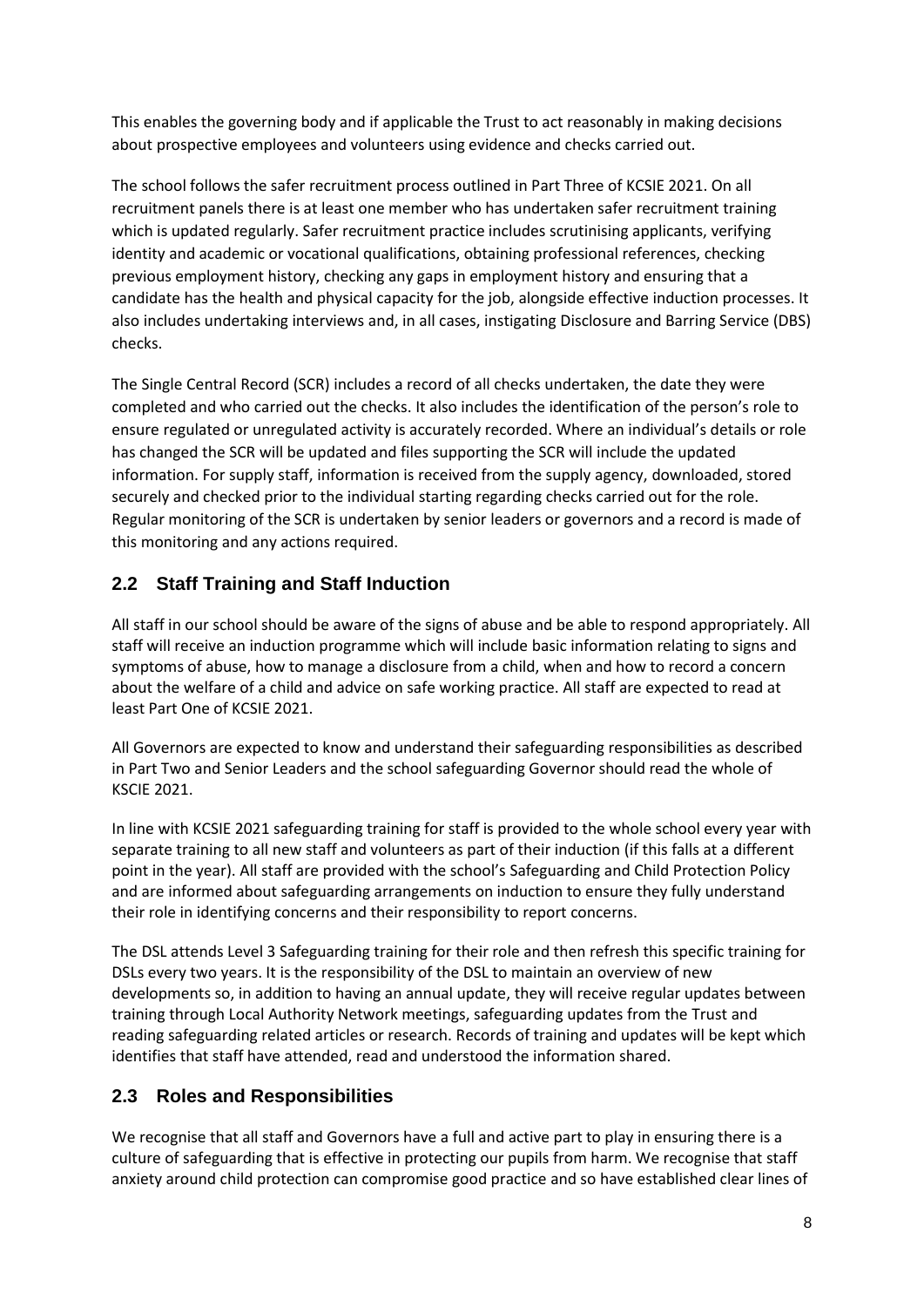This enables the governing body and if applicable the Trust to act reasonably in making decisions about prospective employees and volunteers using evidence and checks carried out.

The school follows the safer recruitment process outlined in Part Three of KCSIE 2021. On all recruitment panels there is at least one member who has undertaken safer recruitment training which is updated regularly. Safer recruitment practice includes scrutinising applicants, verifying identity and academic or vocational qualifications, obtaining professional references, checking previous employment history, checking any gaps in employment history and ensuring that a candidate has the health and physical capacity for the job, alongside effective induction processes. It also includes undertaking interviews and, in all cases, instigating Disclosure and Barring Service (DBS) checks.

The Single Central Record (SCR) includes a record of all checks undertaken, the date they were completed and who carried out the checks. It also includes the identification of the person's role to ensure regulated or unregulated activity is accurately recorded. Where an individual's details or role has changed the SCR will be updated and files supporting the SCR will include the updated information. For supply staff, information is received from the supply agency, downloaded, stored securely and checked prior to the individual starting regarding checks carried out for the role. Regular monitoring of the SCR is undertaken by senior leaders or governors and a record is made of this monitoring and any actions required.

## 2.2 Staff Training and Staff Induction

All staff in our school should be aware of the signs of abuse and be able to respond appropriately. All staff will receive an induction programme which will include basic information relating to signs and symptoms of abuse, how to manage a disclosure from a child, when and how to record a concern about the welfare of a child and advice on safe working practice. All staff are expected to read at least Part One of KCSIE 2021.

All Governors are expected to know and understand their safeguarding responsibilities as described in Part Two and Senior Leaders and the school safeguarding Governor should read the whole of KSCIE 2021.

In line with KCSIE 2021 safeguarding training for staff is provided to the whole school every year with separate training to all new staff and volunteers as part of their induction (if this falls at a different point in the year). All staff are provided with the school's Safeguarding and Child Protection Policy and are informed about safeguarding arrangements on induction to ensure they fully understand their role in identifying concerns and their responsibility to report concerns.

The DSL attends Level 3 Safeguarding training for their role and then refresh this specific training for DSLs every two years. It is the responsibility of the DSL to maintain an overview of new developments so, in addition to having an annual update, they will receive regular updates between training through Local Authority Network meetings, safeguarding updates from the Trust and reading safeguarding related articles or research. Records of training and updates will be kept which identifies that staff have attended, read and understood the information shared.

## 2.3 Roles and Responsibilities

We recognise that all staff and Governors have a full and active part to play in ensuring there is a culture of safeguarding that is effective in protecting our pupils from harm. We recognise that staff anxiety around child protection can compromise good practice and so have established clear lines of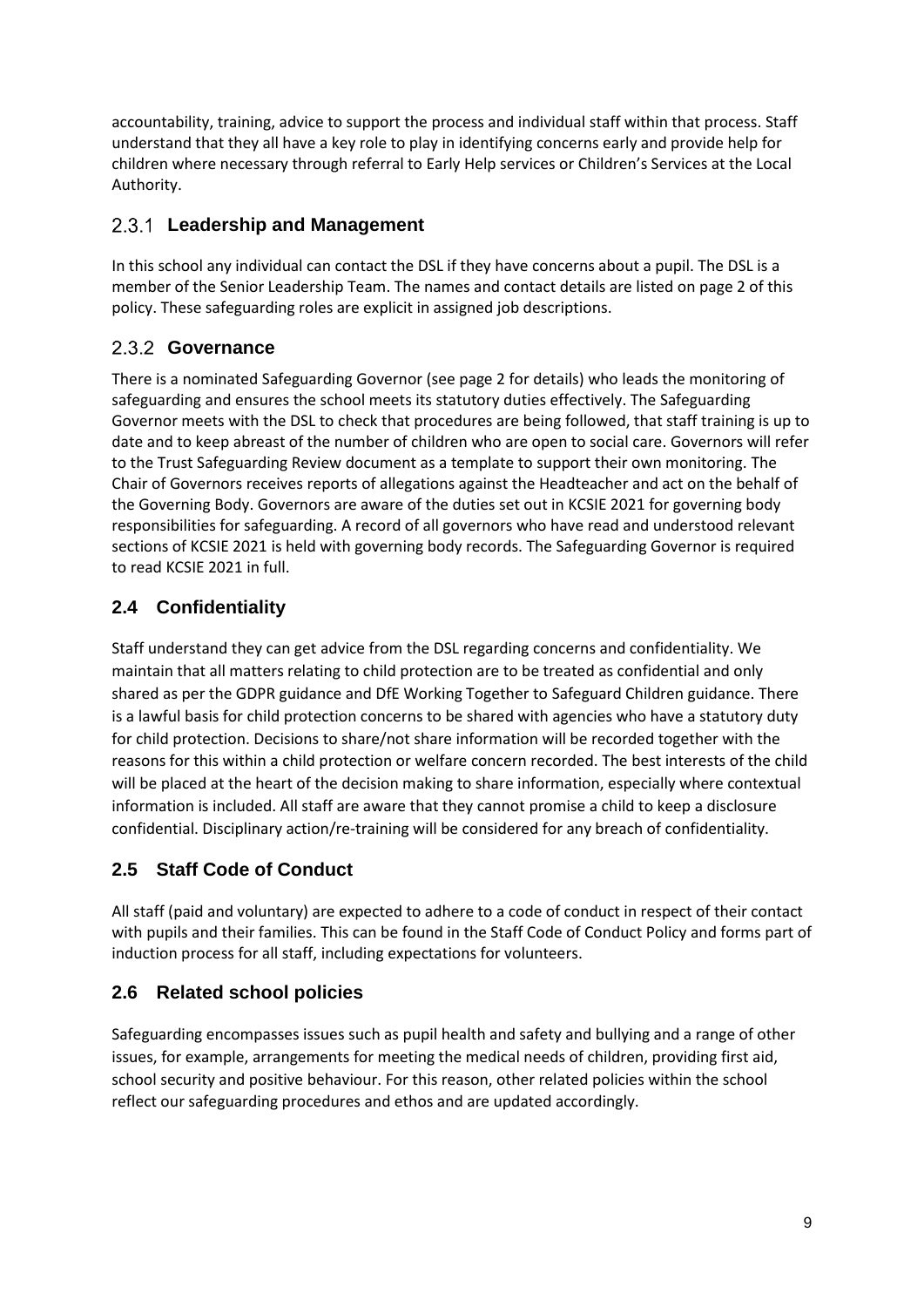accountability, training, advice to support the process and individual staff within that process. Staff understand that they all have a key role to play in identifying concerns early and provide help for children where necessary through referral to Early Help services or Children's Services at the Local Authority.

#### 2.3.1 Leadership and Management

In this school any individual can contact the DSL if they have concerns about a pupil. The DSL is a member of the Senior Leadership Team. The names and contact details are listed on page 2 of this policy. These safeguarding roles are explicit in assigned job descriptions.

#### 2.3.2 Governance

There is a nominated Safeguarding Governor (see page 2 for details) who leads the monitoring of safeguarding and ensures the school meets its statutory duties effectively. The Safeguarding Governor meets with the DSL to check that procedures are being followed, that staff training is up to date and to keep abreast of the number of children who are open to social care. Governors will refer to the Trust Safeguarding Review document as a template to support their own monitoring. The Chair of Governors receives reports of allegations against the Headteacher and act on the behalf of the Governing Body. Governors are aware of the duties set out in KCSIE 2021 for governing body responsibilities for safeguarding. A record of all governors who have read and understood relevant sections of KCSIE 2021 is held with governing body records. The Safeguarding Governor is required to read KCSIE 2021 in full.

### 2.4 Confidentiality

Staff understand they can get advice from the DSL regarding concerns and confidentiality. We maintain that all matters relating to child protection are to be treated as confidential and only shared as per the GDPR guidance and DfE Working Together to Safeguard Children guidance. There is a lawful basis for child protection concerns to be shared with agencies who have a statutory duty for child protection. Decisions to share/not share information will be recorded together with the reasons for this within a child protection or welfare concern recorded. The best interests of the child will be placed at the heart of the decision making to share information, especially where contextual information is included. All staff are aware that they cannot promise a child to keep a disclosure confidential. Disciplinary action/re-training will be considered for any breach of confidentiality.

### 2.5 Staff Code of Conduct

All staff (paid and voluntary) are expected to adhere to a code of conduct in respect of their contact with pupils and their families. This can be found in the Staff Code of Conduct Policy and forms part of induction process for all staff, including expectations for volunteers.

### 2.6 Related school policies

Safeguarding encompasses issues such as pupil health and safety and bullying and a range of other issues, for example, arrangements for meeting the medical needs of children, providing first aid, school security and positive behaviour. For this reason, other related policies within the school reflect our safeguarding procedures and ethos and are updated accordingly.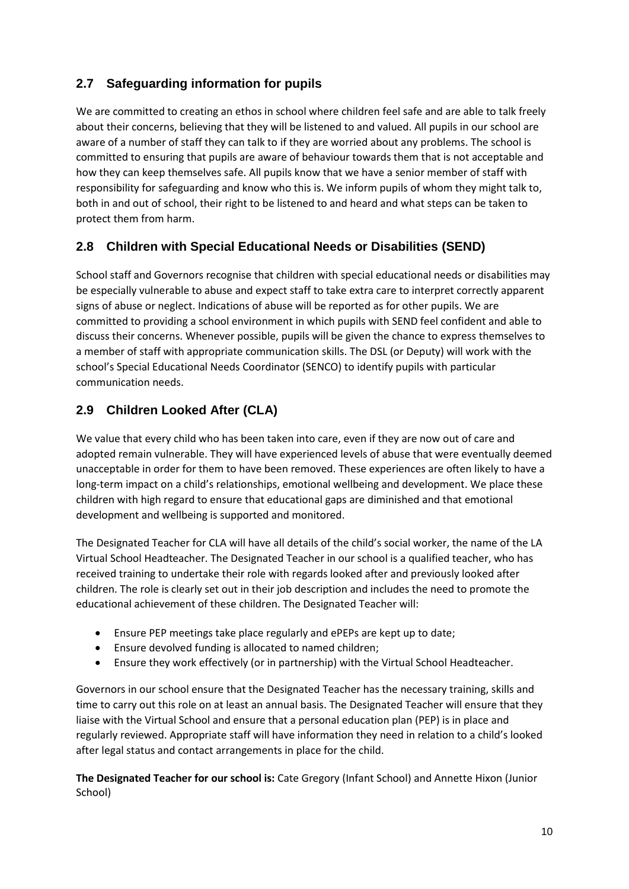## 2.7 Safeguarding information for pupils

We are committed to creating an ethos in school where children feel safe and are able to talk freely about their concerns, believing that they will be listened to and valued. All pupils in our school are aware of a number of staff they can talk to if they are worried about any problems. The school is committed to ensuring that pupils are aware of behaviour towards them that is not acceptable and how they can keep themselves safe. All pupils know that we have a senior member of staff with responsibility for safeguarding and know who this is. We inform pupils of whom they might talk to, both in and out of school, their right to be listened to and heard and what steps can be taken to protect them from harm.

## 2.8 Children with Special Educational Needs or Disabilities (SEND)

School staff and Governors recognise that children with special educational needs or disabilities may be especially vulnerable to abuse and expect staff to take extra care to interpret correctly apparent signs of abuse or neglect. Indications of abuse will be reported as for other pupils. We are committed to providing a school environment in which pupils with SEND feel confident and able to discuss their concerns. Whenever possible, pupils will be given the chance to express themselves to a member of staff with appropriate communication skills. The DSL (or Deputy) will work with the school's Special Educational Needs Coordinator (SENCO) to identify pupils with particular communication needs.

## 2.9 Children Looked After (CLA)

We value that every child who has been taken into care, even if they are now out of care and adopted remain vulnerable. They will have experienced levels of abuse that were eventually deemed unacceptable in order for them to have been removed. These experiences are often likely to have a long-term impact on a child's relationships, emotional wellbeing and development. We place these children with high regard to ensure that educational gaps are diminished and that emotional development and wellbeing is supported and monitored.

The Designated Teacher for CLA will have all details of the child's social worker, the name of the LA Virtual School Headteacher. The Designated Teacher in our school is a qualified teacher, who has received training to undertake their role with regards looked after and previously looked after children. The role is clearly set out in their job description and includes the need to promote the educational achievement of these children. The Designated Teacher will:

- Ensure PEP meetings take place regularly and ePEPs are kept up to date;
- Ensure devolved funding is allocated to named children;
- Ensure they work effectively (or in partnership) with the Virtual School Headteacher.

Governors in our school ensure that the Designated Teacher has the necessary training, skills and time to carry out this role on at least an annual basis. The Designated Teacher will ensure that they liaise with the Virtual School and ensure that a personal education plan (PEP) is in place and regularly reviewed. Appropriate staff will have information they need in relation to a child's looked after legal status and contact arrangements in place for the child.

**The Designated Teacher for our school is:** Cate Gregory (Infant School) and Annette Hixon (Junior School)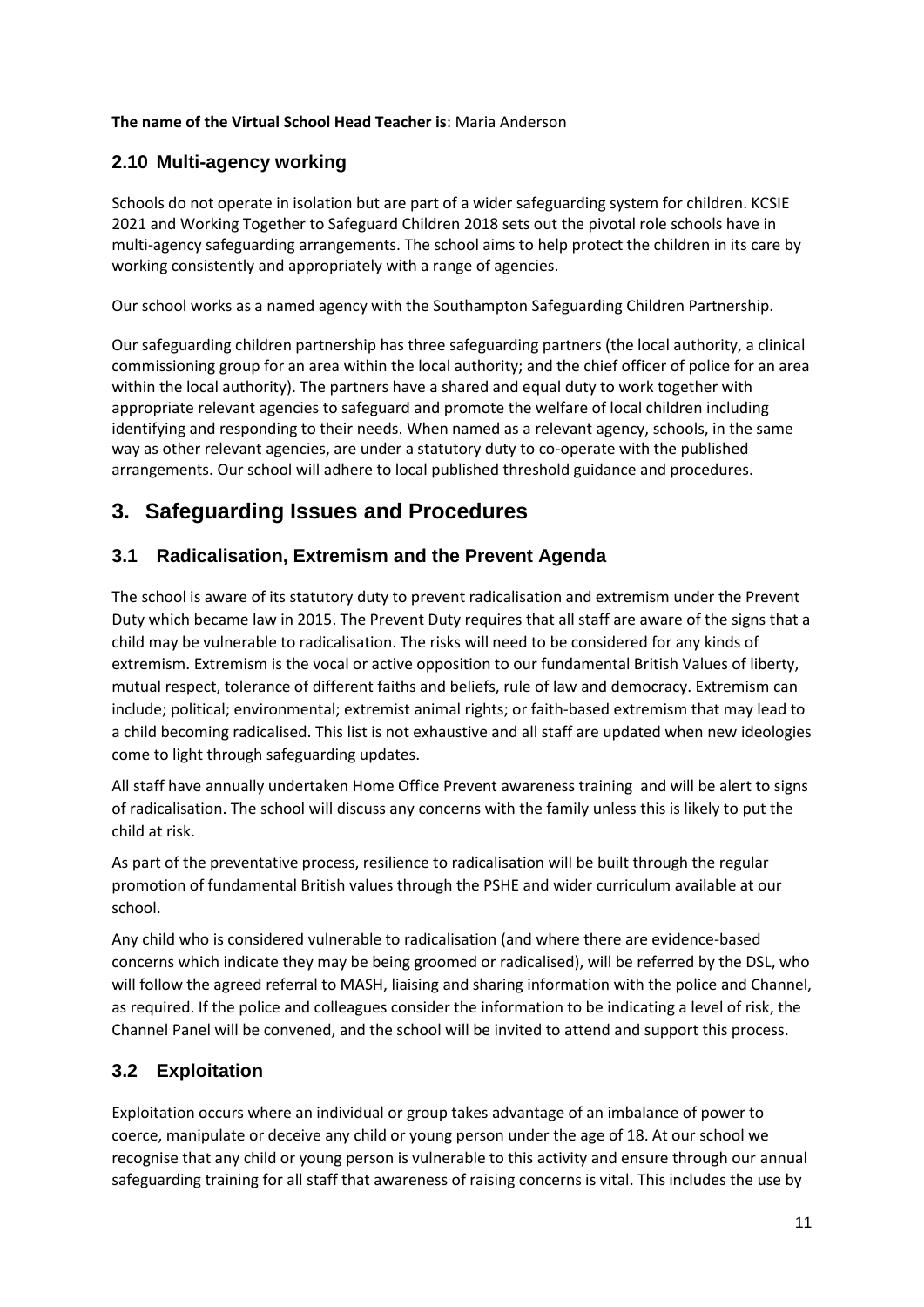**The name of the Virtual School Head Teacher is**: Maria Anderson

### 2.10 Multi-agency working

Schools do not operate in isolation but are part of a wider safeguarding system for children. KCSIE 2021 and Working Together to Safeguard Children 2018 sets out the pivotal role schools have in multi-agency safeguarding arrangements. The school aims to help protect the children in its care by working consistently and appropriately with a range of agencies.

Our school works as a named agency with the Southampton Safeguarding Children Partnership.

Our safeguarding children partnership has three safeguarding partners (the local authority, a clinical commissioning group for an area within the local authority; and the chief officer of police for an area within the local authority). The partners have a shared and equal duty to work together with appropriate relevant agencies to safeguard and promote the welfare of local children including identifying and responding to their needs. When named as a relevant agency, schools, in the same way as other relevant agencies, are under a statutory duty to co-operate with the published arrangements. Our school will adhere to local published threshold guidance and procedures.

## 3. Safeguarding Issues and Procedures

### 3.1 Radicalisation, Extremism and the Prevent Agenda

The school is aware of its statutory duty to prevent radicalisation and extremism under the Prevent Duty which became law in 2015. The Prevent Duty requires that all staff are aware of the signs that a child may be vulnerable to radicalisation. The risks will need to be considered for any kinds of extremism. Extremism is the vocal or active opposition to our fundamental British Values of liberty, mutual respect, tolerance of different faiths and beliefs, rule of law and democracy. Extremism can include; political; environmental; extremist animal rights; or faith-based extremism that may lead to a child becoming radicalised. This list is not exhaustive and all staff are updated when new ideologies come to light through safeguarding updates.

All staff have annually undertaken Home Office Prevent awareness training and will be alert to signs of radicalisation. The school will discuss any concerns with the family unless this is likely to put the child at risk.

As part of the preventative process, resilience to radicalisation will be built through the regular promotion of fundamental British values through the PSHE and wider curriculum available at our school.

Any child who is considered vulnerable to radicalisation (and where there are evidence-based concerns which indicate they may be being groomed or radicalised), will be referred by the DSL, who will follow the agreed referral to MASH, liaising and sharing information with the police and Channel, as required. If the police and colleagues consider the information to be indicating a level of risk, the Channel Panel will be convened, and the school will be invited to attend and support this process.

### 3.2 Exploitation

Exploitation occurs where an individual or group takes advantage of an imbalance of power to coerce, manipulate or deceive any child or young person under the age of 18. At our school we recognise that any child or young person is vulnerable to this activity and ensure through our annual safeguarding training for all staff that awareness of raising concerns is vital. This includes the use by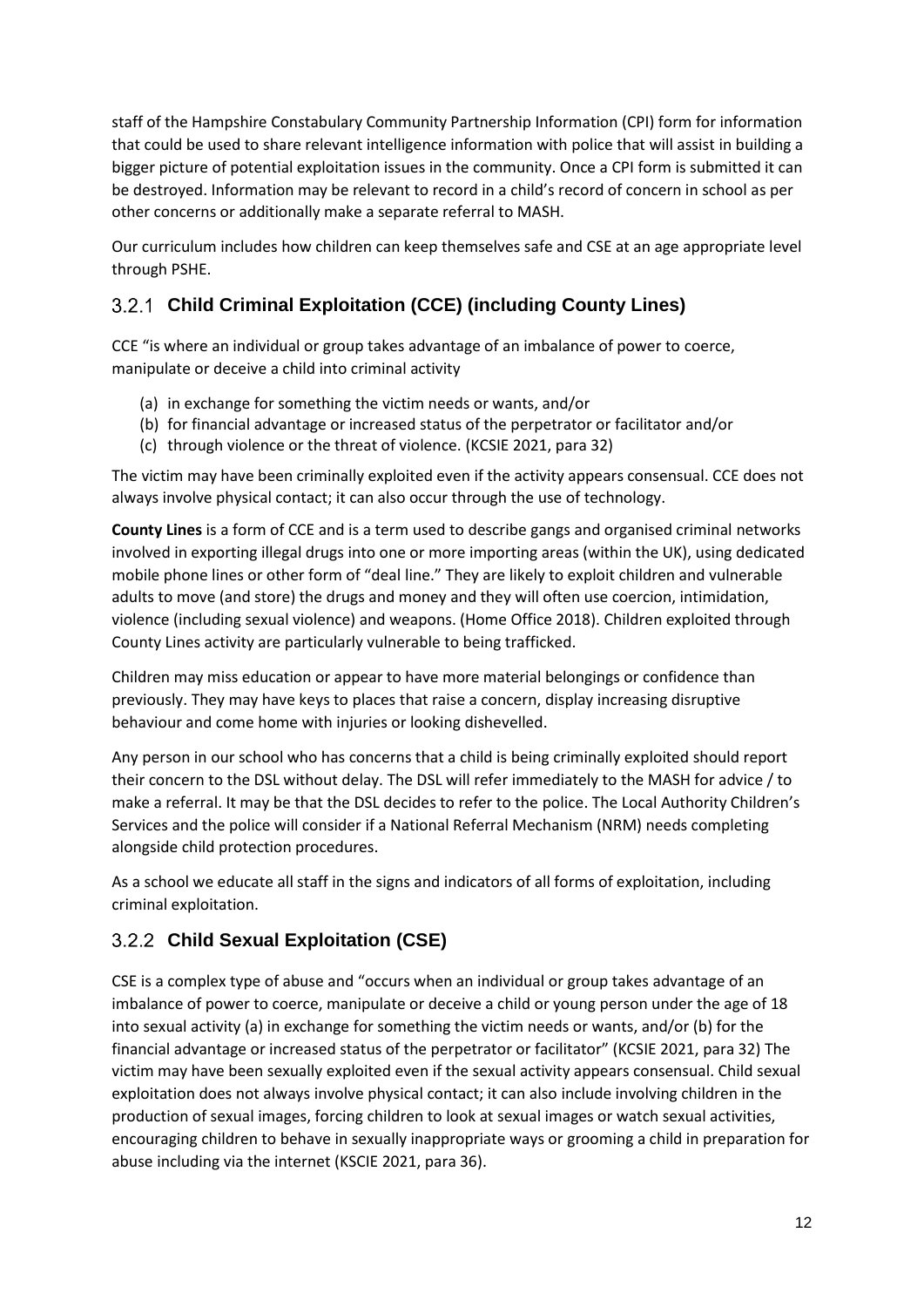staff of the Hampshire Constabulary Community Partnership Information (CPI) form for information that could be used to share relevant intelligence information with police that will assist in building a bigger picture of potential exploitation issues in the community. Once a CPI form is submitted it can be destroyed. Information may be relevant to record in a child's record of concern in school as per other concerns or additionally make a separate referral to MASH.

Our curriculum includes how children can keep themselves safe and CSE at an age appropriate level through PSHE.

### 3.2.1 Child Criminal Exploitation (CCE) (including County Lines)

CCE "is where an individual or group takes advantage of an imbalance of power to coerce, manipulate or deceive a child into criminal activity

(a) in exchange for something the victim needs or wants, and/or
(b) for financial advantage or increased status of the perpetrator or facilitator and/or
(c) through violence or the threat of violence. (KCSIE 2021, para 32)

The victim may have been criminally exploited even if the activity appears consensual. CCE does not always involve physical contact; it can also occur through the use of technology.

**County Lines** is a form of CCE and is a term used to describe gangs and organised criminal networks involved in exporting illegal drugs into one or more importing areas (within the UK), using dedicated mobile phone lines or other form of "deal line." They are likely to exploit children and vulnerable adults to move (and store) the drugs and money and they will often use coercion, intimidation, violence (including sexual violence) and weapons. (Home Office 2018). Children exploited through County Lines activity are particularly vulnerable to being trafficked.

Children may miss education or appear to have more material belongings or confidence than previously. They may have keys to places that raise a concern, display increasing disruptive behaviour and come home with injuries or looking dishevelled.

Any person in our school who has concerns that a child is being criminally exploited should report their concern to the DSL without delay. The DSL will refer immediately to the MASH for advice / to make a referral. It may be that the DSL decides to refer to the police. The Local Authority Children's Services and the police will consider if a National Referral Mechanism (NRM) needs completing alongside child protection procedures.

As a school we educate all staff in the signs and indicators of all forms of exploitation, including criminal exploitation.

### 3.2.2 Child Sexual Exploitation (CSE)

CSE is a complex type of abuse and "occurs when an individual or group takes advantage of an imbalance of power to coerce, manipulate or deceive a child or young person under the age of 18 into sexual activity (a) in exchange for something the victim needs or wants, and/or (b) for the financial advantage or increased status of the perpetrator or facilitator" (KCSIE 2021, para 32) The victim may have been sexually exploited even if the sexual activity appears consensual. Child sexual exploitation does not always involve physical contact; it can also include involving children in the production of sexual images, forcing children to look at sexual images or watch sexual activities, encouraging children to behave in sexually inappropriate ways or grooming a child in preparation for abuse including via the internet (KSCIE 2021, para 36).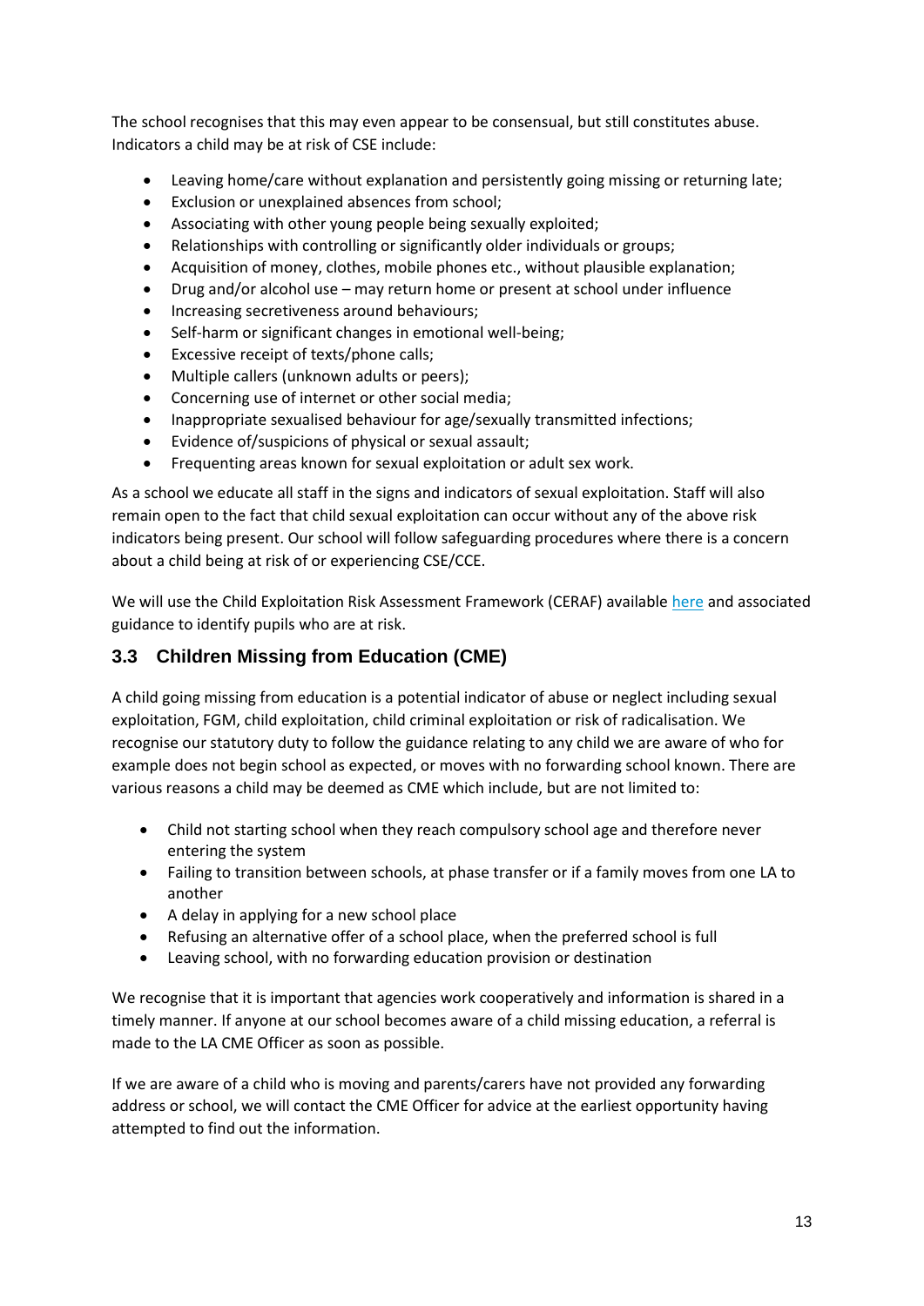The school recognises that this may even appear to be consensual, but still constitutes abuse. Indicators a child may be at risk of CSE include:

- Leaving home/care without explanation and persistently going missing or returning late;
- Exclusion or unexplained absences from school;
- Associating with other young people being sexually exploited;
- Relationships with controlling or significantly older individuals or groups;
- Acquisition of money, clothes, mobile phones etc., without plausible explanation;
- Drug and/or alcohol use – may return home or present at school under influence
- Increasing secretiveness around behaviours;
- Self-harm or significant changes in emotional well-being;
- Excessive receipt of texts/phone calls;
- Multiple callers (unknown adults or peers);
- Concerning use of internet or other social media;
- Inappropriate sexualised behaviour for age/sexually transmitted infections;
- Evidence of/suspicions of physical or sexual assault;
- Frequenting areas known for sexual exploitation or adult sex work.

As a school we educate all staff in the signs and indicators of sexual exploitation. Staff will also remain open to the fact that child sexual exploitation can occur without any of the above risk indicators being present. Our school will follow safeguarding procedures where there is a concern about a child being at risk of or experiencing CSE/CCE.

We will use the Child Exploitation Risk Assessment Framework (CERAF) available here and associated guidance to identify pupils who are at risk.

## 3.3 Children Missing from Education (CME)

A child going missing from education is a potential indicator of abuse or neglect including sexual exploitation, FGM, child exploitation, child criminal exploitation or risk of radicalisation. We recognise our statutory duty to follow the guidance relating to any child we are aware of who for example does not begin school as expected, or moves with no forwarding school known. There are various reasons a child may be deemed as CME which include, but are not limited to:

- Child not starting school when they reach compulsory school age and therefore never entering the system
- Failing to transition between schools, at phase transfer or if a family moves from one LA to another
- A delay in applying for a new school place
- Refusing an alternative offer of a school place, when the preferred school is full
- Leaving school, with no forwarding education provision or destination

We recognise that it is important that agencies work cooperatively and information is shared in a timely manner. If anyone at our school becomes aware of a child missing education, a referral is made to the LA CME Officer as soon as possible.

If we are aware of a child who is moving and parents/carers have not provided any forwarding address or school, we will contact the CME Officer for advice at the earliest opportunity having attempted to find out the information.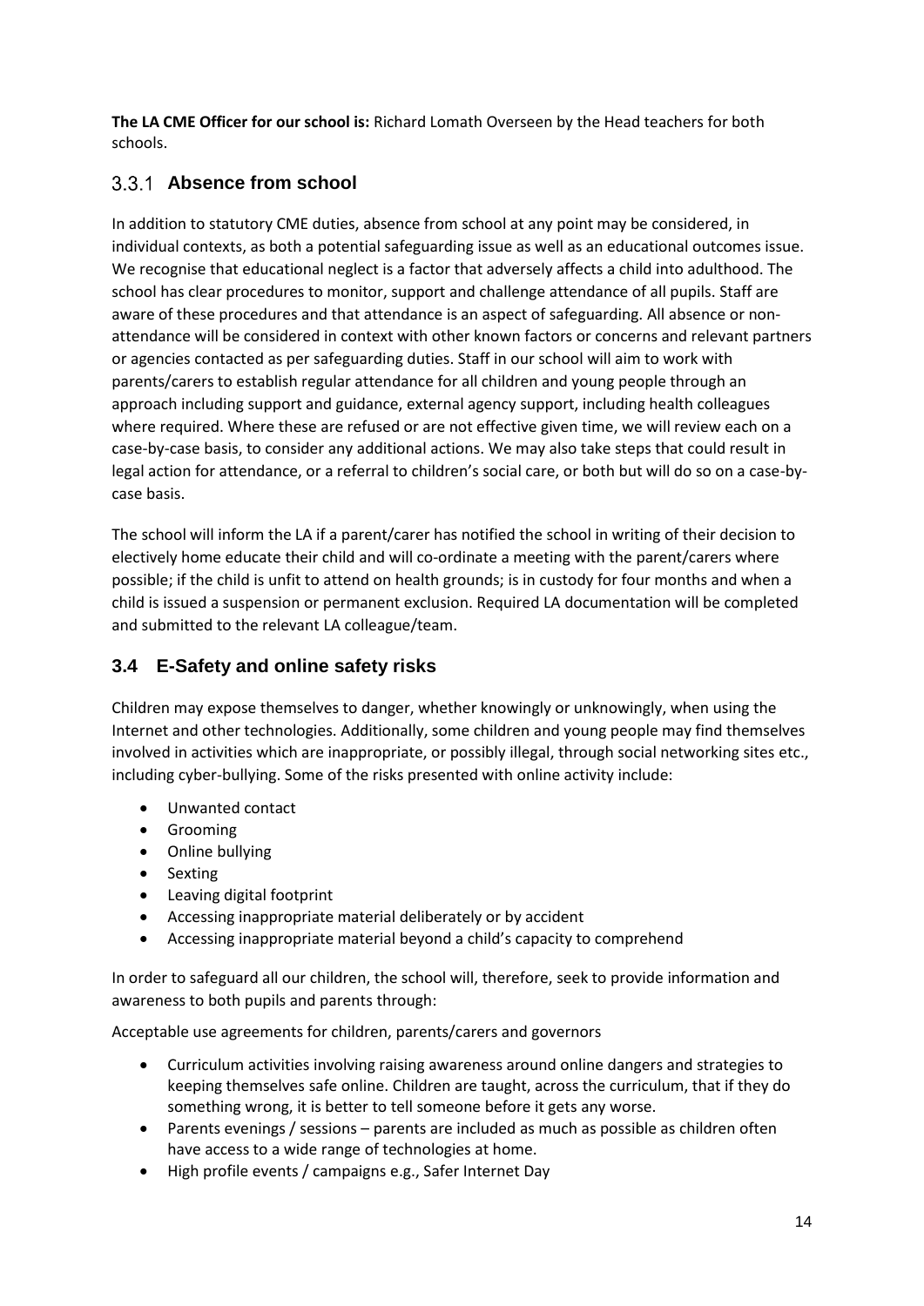**The LA CME Officer for our school is:** Richard Lomath Overseen by the Head teachers for both schools.

### 3.3.1 Absence from school

In addition to statutory CME duties, absence from school at any point may be considered, in individual contexts, as both a potential safeguarding issue as well as an educational outcomes issue. We recognise that educational neglect is a factor that adversely affects a child into adulthood. The school has clear procedures to monitor, support and challenge attendance of all pupils. Staff are aware of these procedures and that attendance is an aspect of safeguarding. All absence or non-attendance will be considered in context with other known factors or concerns and relevant partners or agencies contacted as per safeguarding duties. Staff in our school will aim to work with parents/carers to establish regular attendance for all children and young people through an approach including support and guidance, external agency support, including health colleagues where required. Where these are refused or are not effective given time, we will review each on a case-by-case basis, to consider any additional actions. We may also take steps that could result in legal action for attendance, or a referral to children's social care, or both but will do so on a case-by-case basis.

The school will inform the LA if a parent/carer has notified the school in writing of their decision to electively home educate their child and will co-ordinate a meeting with the parent/carers where possible; if the child is unfit to attend on health grounds; is in custody for four months and when a child is issued a suspension or permanent exclusion. Required LA documentation will be completed and submitted to the relevant LA colleague/team.

## 3.4 E-Safety and online safety risks

Children may expose themselves to danger, whether knowingly or unknowingly, when using the Internet and other technologies. Additionally, some children and young people may find themselves involved in activities which are inappropriate, or possibly illegal, through social networking sites etc., including cyber-bullying. Some of the risks presented with online activity include:

- Unwanted contact
- Grooming
- Online bullying
- Sexting
- Leaving digital footprint
- Accessing inappropriate material deliberately or by accident
- Accessing inappropriate material beyond a child's capacity to comprehend

In order to safeguard all our children, the school will, therefore, seek to provide information and awareness to both pupils and parents through:

Acceptable use agreements for children, parents/carers and governors

- Curriculum activities involving raising awareness around online dangers and strategies to keeping themselves safe online. Children are taught, across the curriculum, that if they do something wrong, it is better to tell someone before it gets any worse.
- Parents evenings / sessions – parents are included as much as possible as children often have access to a wide range of technologies at home.
- High profile events / campaigns e.g., Safer Internet Day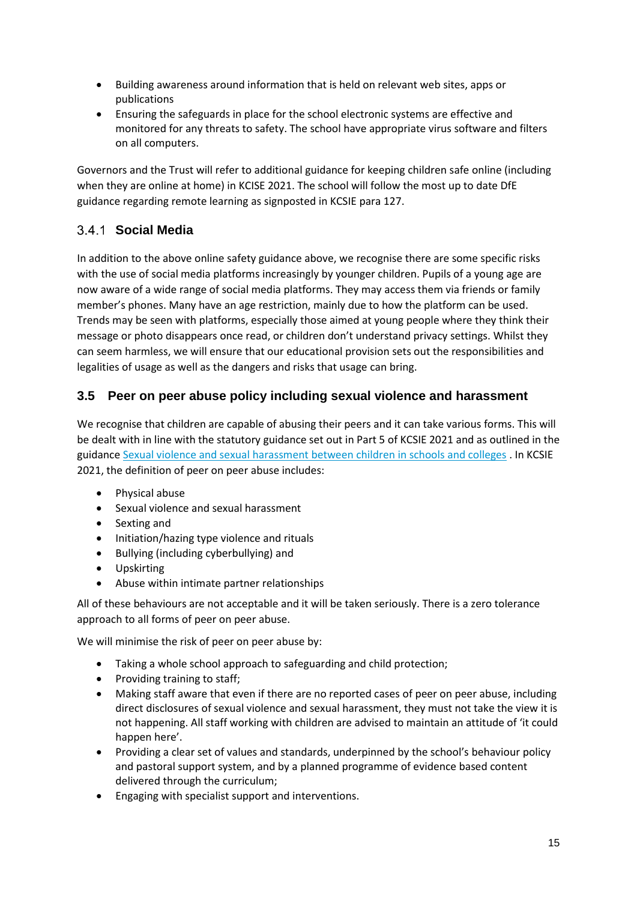- Building awareness around information that is held on relevant web sites, apps or publications
- Ensuring the safeguards in place for the school electronic systems are effective and monitored for any threats to safety. The school have appropriate virus software and filters on all computers.

Governors and the Trust will refer to additional guidance for keeping children safe online (including when they are online at home) in KCISE 2021. The school will follow the most up to date DfE guidance regarding remote learning as signposted in KCSIE para 127.

#### 3.4.1 Social Media

In addition to the above online safety guidance above, we recognise there are some specific risks with the use of social media platforms increasingly by younger children. Pupils of a young age are now aware of a wide range of social media platforms. They may access them via friends or family member's phones. Many have an age restriction, mainly due to how the platform can be used. Trends may be seen with platforms, especially those aimed at young people where they think their message or photo disappears once read, or children don't understand privacy settings. Whilst they can seem harmless, we will ensure that our educational provision sets out the responsibilities and legalities of usage as well as the dangers and risks that usage can bring.

### 3.5 Peer on peer abuse policy including sexual violence and harassment

We recognise that children are capable of abusing their peers and it can take various forms. This will be dealt with in line with the statutory guidance set out in Part 5 of KCSIE 2021 and as outlined in the guidance [Sexual violence and sexual harassment between children in schools and colleges](#) . In KCSIE 2021, the definition of peer on peer abuse includes:

- Physical abuse
- Sexual violence and sexual harassment
- Sexting and
- Initiation/hazing type violence and rituals
- Bullying (including cyberbullying) and
- Upskirting
- Abuse within intimate partner relationships

All of these behaviours are not acceptable and it will be taken seriously. There is a zero tolerance approach to all forms of peer on peer abuse.

We will minimise the risk of peer on peer abuse by:

- Taking a whole school approach to safeguarding and child protection;
- Providing training to staff;
- Making staff aware that even if there are no reported cases of peer on peer abuse, including direct disclosures of sexual violence and sexual harassment, they must not take the view it is not happening. All staff working with children are advised to maintain an attitude of 'it could happen here'.
- Providing a clear set of values and standards, underpinned by the school's behaviour policy and pastoral support system, and by a planned programme of evidence based content delivered through the curriculum;
- Engaging with specialist support and interventions.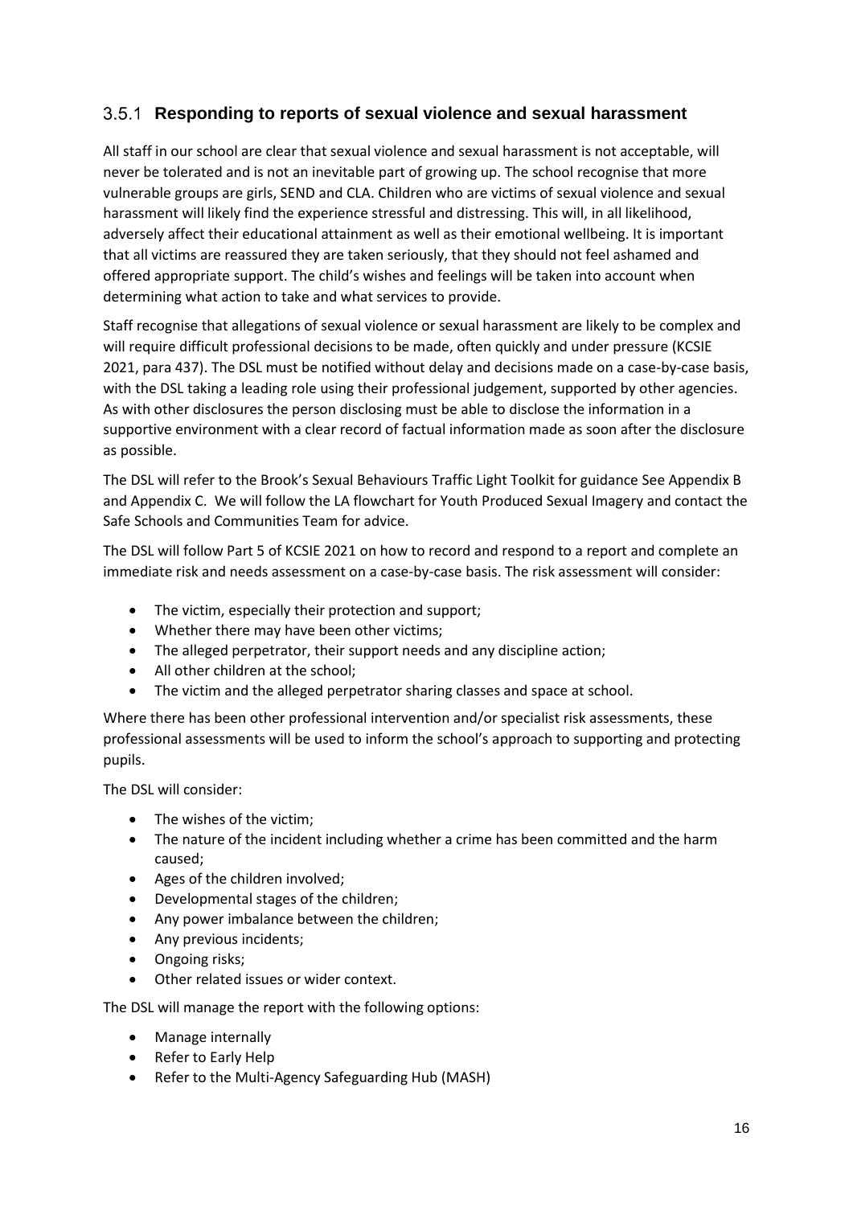### 3.5.1 Responding to reports of sexual violence and sexual harassment

All staff in our school are clear that sexual violence and sexual harassment is not acceptable, will never be tolerated and is not an inevitable part of growing up. The school recognise that more vulnerable groups are girls, SEND and CLA. Children who are victims of sexual violence and sexual harassment will likely find the experience stressful and distressing. This will, in all likelihood, adversely affect their educational attainment as well as their emotional wellbeing. It is important that all victims are reassured they are taken seriously, that they should not feel ashamed and offered appropriate support. The child's wishes and feelings will be taken into account when determining what action to take and what services to provide.

Staff recognise that allegations of sexual violence or sexual harassment are likely to be complex and will require difficult professional decisions to be made, often quickly and under pressure (KCSIE 2021, para 437). The DSL must be notified without delay and decisions made on a case-by-case basis, with the DSL taking a leading role using their professional judgement, supported by other agencies. As with other disclosures the person disclosing must be able to disclose the information in a supportive environment with a clear record of factual information made as soon after the disclosure as possible.

The DSL will refer to the Brook's Sexual Behaviours Traffic Light Toolkit for guidance See Appendix B and Appendix C. We will follow the LA flowchart for Youth Produced Sexual Imagery and contact the Safe Schools and Communities Team for advice.

The DSL will follow Part 5 of KCSIE 2021 on how to record and respond to a report and complete an immediate risk and needs assessment on a case-by-case basis. The risk assessment will consider:

- The victim, especially their protection and support;
- Whether there may have been other victims;
- The alleged perpetrator, their support needs and any discipline action;
- All other children at the school;
- The victim and the alleged perpetrator sharing classes and space at school.

Where there has been other professional intervention and/or specialist risk assessments, these professional assessments will be used to inform the school's approach to supporting and protecting pupils.

The DSL will consider:

- The wishes of the victim;
- The nature of the incident including whether a crime has been committed and the harm caused;
- Ages of the children involved;
- Developmental stages of the children;
- Any power imbalance between the children;
- Any previous incidents;
- Ongoing risks;
- Other related issues or wider context.

The DSL will manage the report with the following options:

- Manage internally
- Refer to Early Help
- Refer to the Multi-Agency Safeguarding Hub (MASH)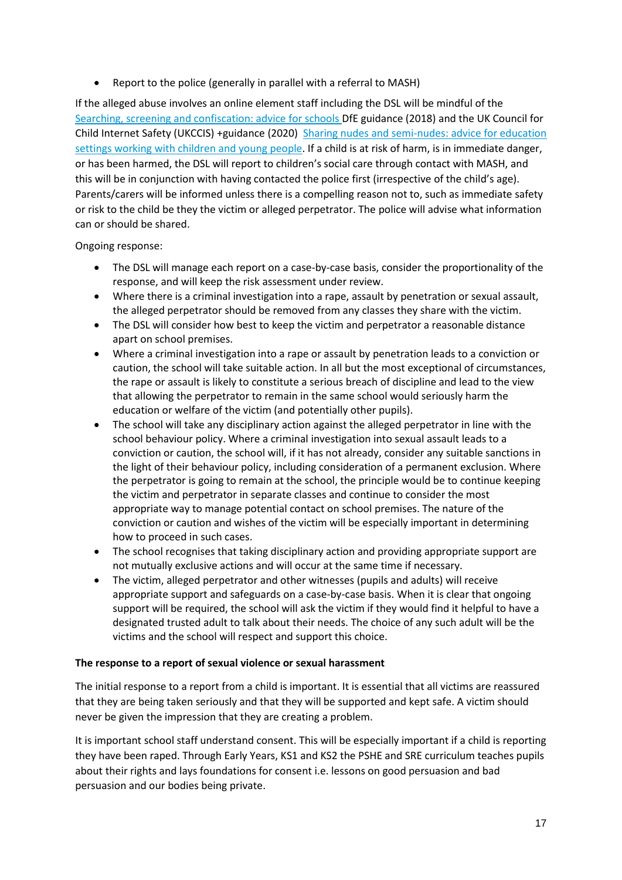- Report to the police (generally in parallel with a referral to MASH)

If the alleged abuse involves an online element staff including the DSL will be mindful of the [Searching, screening and confiscation: advice for schools](#) DfE guidance (2018) and the UK Council for Child Internet Safety (UKCCIS) +guidance (2020) [Sharing nudes and semi-nudes: advice for education settings working with children and young people](#). If a child is at risk of harm, is in immediate danger, or has been harmed, the DSL will report to children's social care through contact with MASH, and this will be in conjunction with having contacted the police first (irrespective of the child's age). Parents/carers will be informed unless there is a compelling reason not to, such as immediate safety or risk to the child be they the victim or alleged perpetrator. The police will advise what information can or should be shared.

Ongoing response:

- The DSL will manage each report on a case-by-case basis, consider the proportionality of the response, and will keep the risk assessment under review.
- Where there is a criminal investigation into a rape, assault by penetration or sexual assault, the alleged perpetrator should be removed from any classes they share with the victim.
- The DSL will consider how best to keep the victim and perpetrator a reasonable distance apart on school premises.
- Where a criminal investigation into a rape or assault by penetration leads to a conviction or caution, the school will take suitable action. In all but the most exceptional of circumstances, the rape or assault is likely to constitute a serious breach of discipline and lead to the view that allowing the perpetrator to remain in the same school would seriously harm the education or welfare of the victim (and potentially other pupils).
- The school will take any disciplinary action against the alleged perpetrator in line with the school behaviour policy. Where a criminal investigation into sexual assault leads to a conviction or caution, the school will, if it has not already, consider any suitable sanctions in the light of their behaviour policy, including consideration of a permanent exclusion. Where the perpetrator is going to remain at the school, the principle would be to continue keeping the victim and perpetrator in separate classes and continue to consider the most appropriate way to manage potential contact on school premises. The nature of the conviction or caution and wishes of the victim will be especially important in determining how to proceed in such cases.
- The school recognises that taking disciplinary action and providing appropriate support are not mutually exclusive actions and will occur at the same time if necessary.
- The victim, alleged perpetrator and other witnesses (pupils and adults) will receive appropriate support and safeguards on a case-by-case basis. When it is clear that ongoing support will be required, the school will ask the victim if they would find it helpful to have a designated trusted adult to talk about their needs. The choice of any such adult will be the victims and the school will respect and support this choice.

**The response to a report of sexual violence or sexual harassment**

The initial response to a report from a child is important. It is essential that all victims are reassured that they are being taken seriously and that they will be supported and kept safe. A victim should never be given the impression that they are creating a problem.

It is important school staff understand consent. This will be especially important if a child is reporting they have been raped. Through Early Years, KS1 and KS2 the PSHE and SRE curriculum teaches pupils about their rights and lays foundations for consent i.e. lessons on good persuasion and bad persuasion and our bodies being private.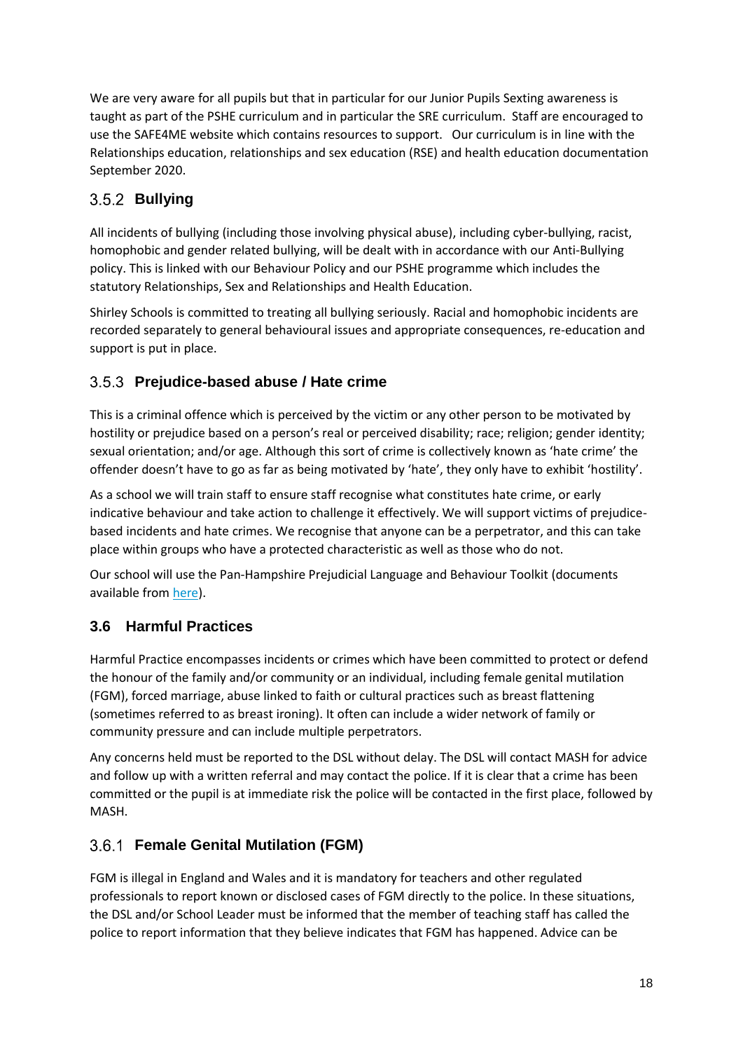We are very aware for all pupils but that in particular for our Junior Pupils Sexting awareness is taught as part of the PSHE curriculum and in particular the SRE curriculum. Staff are encouraged to use the SAFE4ME website which contains resources to support. Our curriculum is in line with the Relationships education, relationships and sex education (RSE) and health education documentation September 2020.

### 3.5.2 Bullying

All incidents of bullying (including those involving physical abuse), including cyber-bullying, racist, homophobic and gender related bullying, will be dealt with in accordance with our Anti-Bullying policy. This is linked with our Behaviour Policy and our PSHE programme which includes the statutory Relationships, Sex and Relationships and Health Education.

Shirley Schools is committed to treating all bullying seriously. Racial and homophobic incidents are recorded separately to general behavioural issues and appropriate consequences, re-education and support is put in place.

### 3.5.3 Prejudice-based abuse / Hate crime

This is a criminal offence which is perceived by the victim or any other person to be motivated by hostility or prejudice based on a person's real or perceived disability; race; religion; gender identity; sexual orientation; and/or age. Although this sort of crime is collectively known as 'hate crime' the offender doesn't have to go as far as being motivated by 'hate', they only have to exhibit 'hostility'.

As a school we will train staff to ensure staff recognise what constitutes hate crime, or early indicative behaviour and take action to challenge it effectively. We will support victims of prejudice-based incidents and hate crimes. We recognise that anyone can be a perpetrator, and this can take place within groups who have a protected characteristic as well as those who do not.

Our school will use the Pan-Hampshire Prejudicial Language and Behaviour Toolkit (documents available from here).

## 3.6 Harmful Practices

Harmful Practice encompasses incidents or crimes which have been committed to protect or defend the honour of the family and/or community or an individual, including female genital mutilation (FGM), forced marriage, abuse linked to faith or cultural practices such as breast flattening (sometimes referred to as breast ironing). It often can include a wider network of family or community pressure and can include multiple perpetrators.

Any concerns held must be reported to the DSL without delay. The DSL will contact MASH for advice and follow up with a written referral and may contact the police. If it is clear that a crime has been committed or the pupil is at immediate risk the police will be contacted in the first place, followed by MASH.

### 3.6.1 Female Genital Mutilation (FGM)

FGM is illegal in England and Wales and it is mandatory for teachers and other regulated professionals to report known or disclosed cases of FGM directly to the police. In these situations, the DSL and/or School Leader must be informed that the member of teaching staff has called the police to report information that they believe indicates that FGM has happened. Advice can be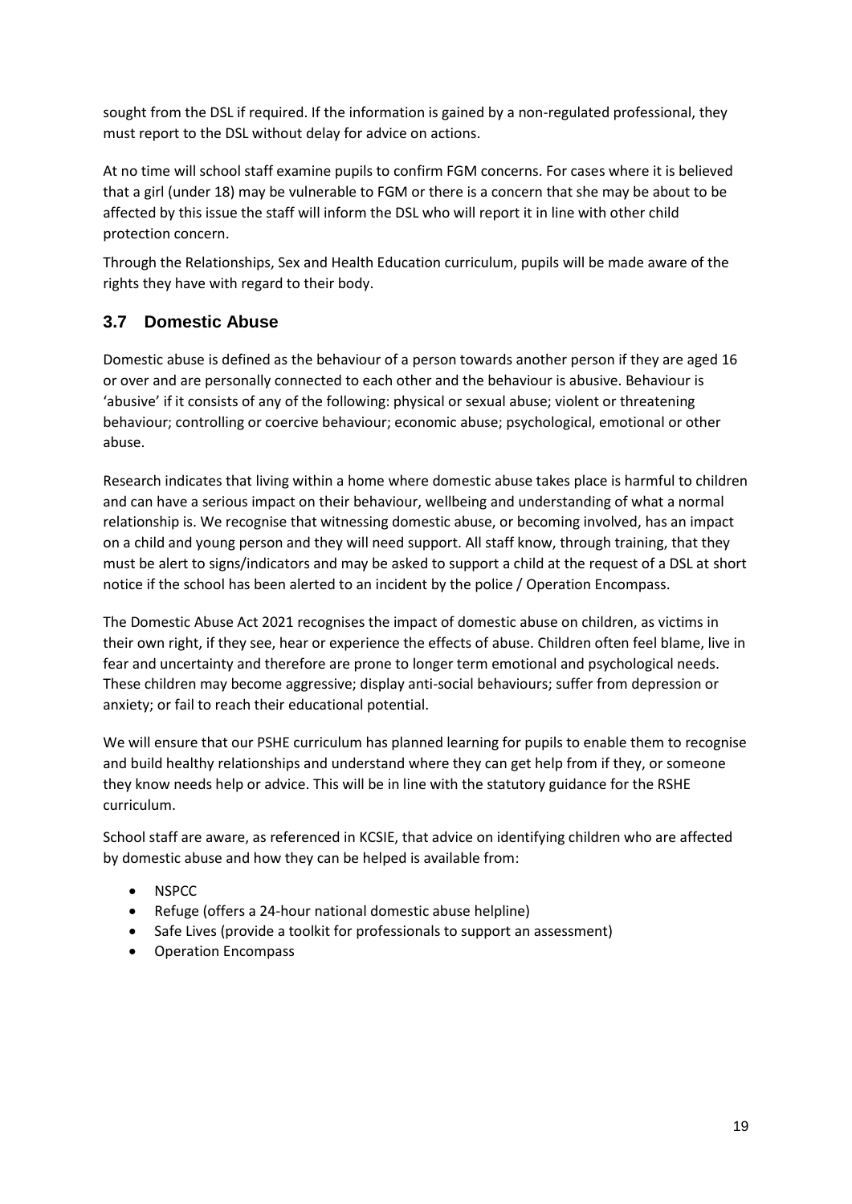sought from the DSL if required. If the information is gained by a non-regulated professional, they must report to the DSL without delay for advice on actions.

At no time will school staff examine pupils to confirm FGM concerns. For cases where it is believed that a girl (under 18) may be vulnerable to FGM or there is a concern that she may be about to be affected by this issue the staff will inform the DSL who will report it in line with other child protection concern.

Through the Relationships, Sex and Health Education curriculum, pupils will be made aware of the rights they have with regard to their body.

### 3.7 Domestic Abuse

Domestic abuse is defined as the behaviour of a person towards another person if they are aged 16 or over and are personally connected to each other and the behaviour is abusive. Behaviour is 'abusive' if it consists of any of the following: physical or sexual abuse; violent or threatening behaviour; controlling or coercive behaviour; economic abuse; psychological, emotional or other abuse.

Research indicates that living within a home where domestic abuse takes place is harmful to children and can have a serious impact on their behaviour, wellbeing and understanding of what a normal relationship is. We recognise that witnessing domestic abuse, or becoming involved, has an impact on a child and young person and they will need support. All staff know, through training, that they must be alert to signs/indicators and may be asked to support a child at the request of a DSL at short notice if the school has been alerted to an incident by the police / Operation Encompass.

The Domestic Abuse Act 2021 recognises the impact of domestic abuse on children, as victims in their own right, if they see, hear or experience the effects of abuse. Children often feel blame, live in fear and uncertainty and therefore are prone to longer term emotional and psychological needs. These children may become aggressive; display anti-social behaviours; suffer from depression or anxiety; or fail to reach their educational potential.

We will ensure that our PSHE curriculum has planned learning for pupils to enable them to recognise and build healthy relationships and understand where they can get help from if they, or someone they know needs help or advice. This will be in line with the statutory guidance for the RSHE curriculum.

School staff are aware, as referenced in KCSIE, that advice on identifying children who are affected by domestic abuse and how they can be helped is available from:

- NSPCC
- Refuge (offers a 24-hour national domestic abuse helpline)
- Safe Lives (provide a toolkit for professionals to support an assessment)
- Operation Encompass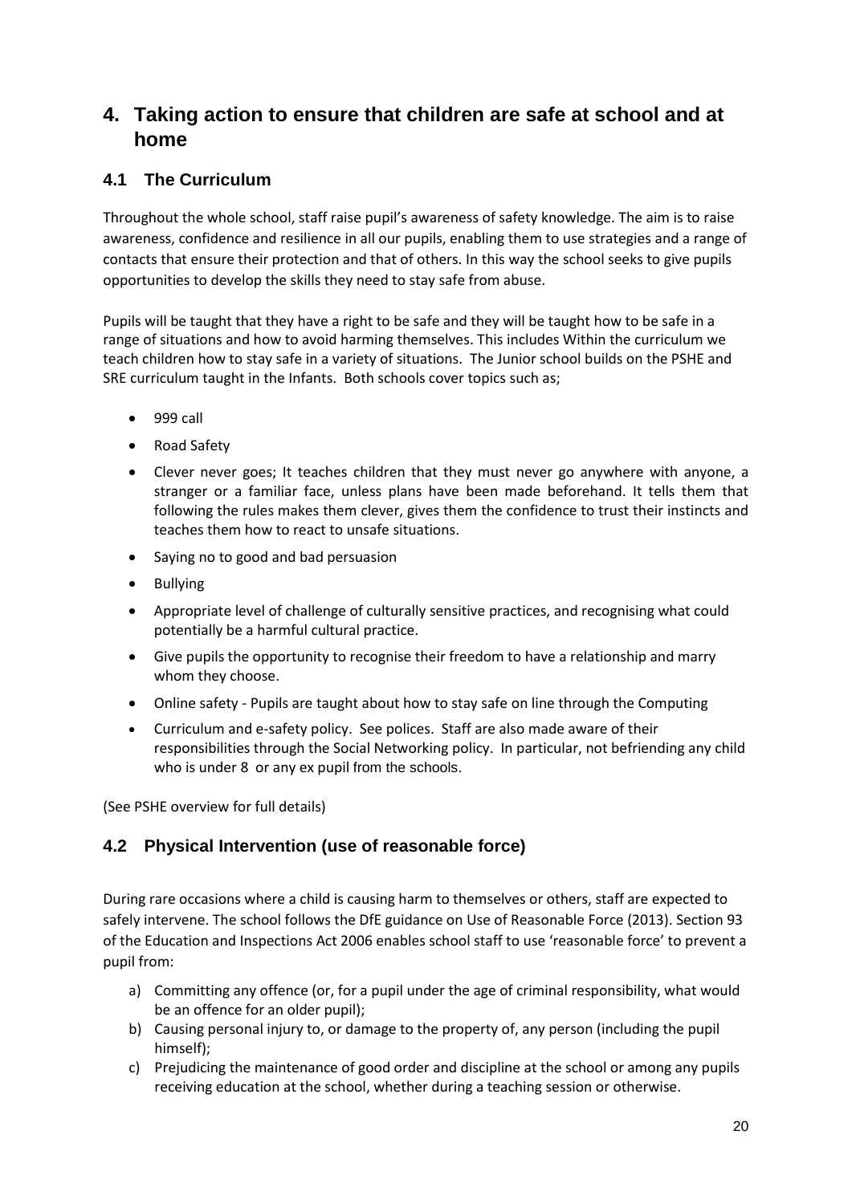## 4. Taking action to ensure that children are safe at school and at home

### 4.1 The Curriculum

Throughout the whole school, staff raise pupil's awareness of safety knowledge. The aim is to raise awareness, confidence and resilience in all our pupils, enabling them to use strategies and a range of contacts that ensure their protection and that of others. In this way the school seeks to give pupils opportunities to develop the skills they need to stay safe from abuse.

Pupils will be taught that they have a right to be safe and they will be taught how to be safe in a range of situations and how to avoid harming themselves. This includes Within the curriculum we teach children how to stay safe in a variety of situations. The Junior school builds on the PSHE and SRE curriculum taught in the Infants. Both schools cover topics such as;

- 999 call
- Road Safety
- Clever never goes; It teaches children that they must never go anywhere with anyone, a stranger or a familiar face, unless plans have been made beforehand. It tells them that following the rules makes them clever, gives them the confidence to trust their instincts and teaches them how to react to unsafe situations.
- Saying no to good and bad persuasion
- Bullying
- Appropriate level of challenge of culturally sensitive practices, and recognising what could potentially be a harmful cultural practice.
- Give pupils the opportunity to recognise their freedom to have a relationship and marry whom they choose.
- Online safety - Pupils are taught about how to stay safe on line through the Computing
- Curriculum and e-safety policy. See polices. Staff are also made aware of their responsibilities through the Social Networking policy. In particular, not befriending any child who is under 8 or any ex pupil from the schools.

(See PSHE overview for full details)

### 4.2 Physical Intervention (use of reasonable force)

During rare occasions where a child is causing harm to themselves or others, staff are expected to safely intervene. The school follows the DfE guidance on Use of Reasonable Force (2013). Section 93 of the Education and Inspections Act 2006 enables school staff to use 'reasonable force' to prevent a pupil from:

a) Committing any offence (or, for a pupil under the age of criminal responsibility, what would be an offence for an older pupil);
b) Causing personal injury to, or damage to the property of, any person (including the pupil himself);
c) Prejudicing the maintenance of good order and discipline at the school or among any pupils receiving education at the school, whether during a teaching session or otherwise.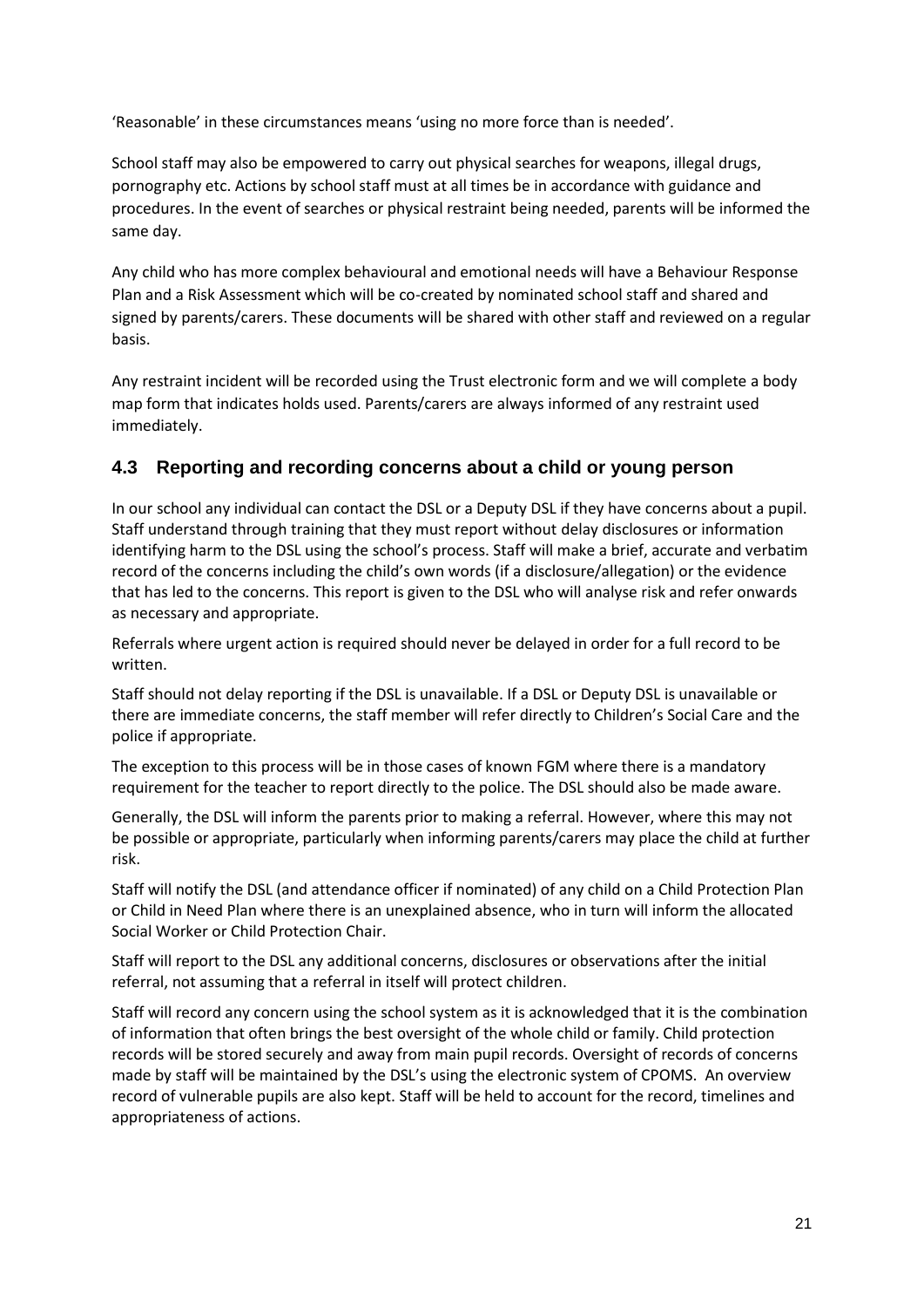'Reasonable' in these circumstances means 'using no more force than is needed'.

School staff may also be empowered to carry out physical searches for weapons, illegal drugs, pornography etc. Actions by school staff must at all times be in accordance with guidance and procedures. In the event of searches or physical restraint being needed, parents will be informed the same day.

Any child who has more complex behavioural and emotional needs will have a Behaviour Response Plan and a Risk Assessment which will be co-created by nominated school staff and shared and signed by parents/carers. These documents will be shared with other staff and reviewed on a regular basis.

Any restraint incident will be recorded using the Trust electronic form and we will complete a body map form that indicates holds used. Parents/carers are always informed of any restraint used immediately.

### 4.3 Reporting and recording concerns about a child or young person

In our school any individual can contact the DSL or a Deputy DSL if they have concerns about a pupil. Staff understand through training that they must report without delay disclosures or information identifying harm to the DSL using the school's process. Staff will make a brief, accurate and verbatim record of the concerns including the child's own words (if a disclosure/allegation) or the evidence that has led to the concerns. This report is given to the DSL who will analyse risk and refer onwards as necessary and appropriate.

Referrals where urgent action is required should never be delayed in order for a full record to be written.

Staff should not delay reporting if the DSL is unavailable. If a DSL or Deputy DSL is unavailable or there are immediate concerns, the staff member will refer directly to Children's Social Care and the police if appropriate.

The exception to this process will be in those cases of known FGM where there is a mandatory requirement for the teacher to report directly to the police. The DSL should also be made aware.

Generally, the DSL will inform the parents prior to making a referral. However, where this may not be possible or appropriate, particularly when informing parents/carers may place the child at further risk.

Staff will notify the DSL (and attendance officer if nominated) of any child on a Child Protection Plan or Child in Need Plan where there is an unexplained absence, who in turn will inform the allocated Social Worker or Child Protection Chair.

Staff will report to the DSL any additional concerns, disclosures or observations after the initial referral, not assuming that a referral in itself will protect children.

Staff will record any concern using the school system as it is acknowledged that it is the combination of information that often brings the best oversight of the whole child or family. Child protection records will be stored securely and away from main pupil records. Oversight of records of concerns made by staff will be maintained by the DSL's using the electronic system of CPOMS. An overview record of vulnerable pupils are also kept. Staff will be held to account for the record, timelines and appropriateness of actions.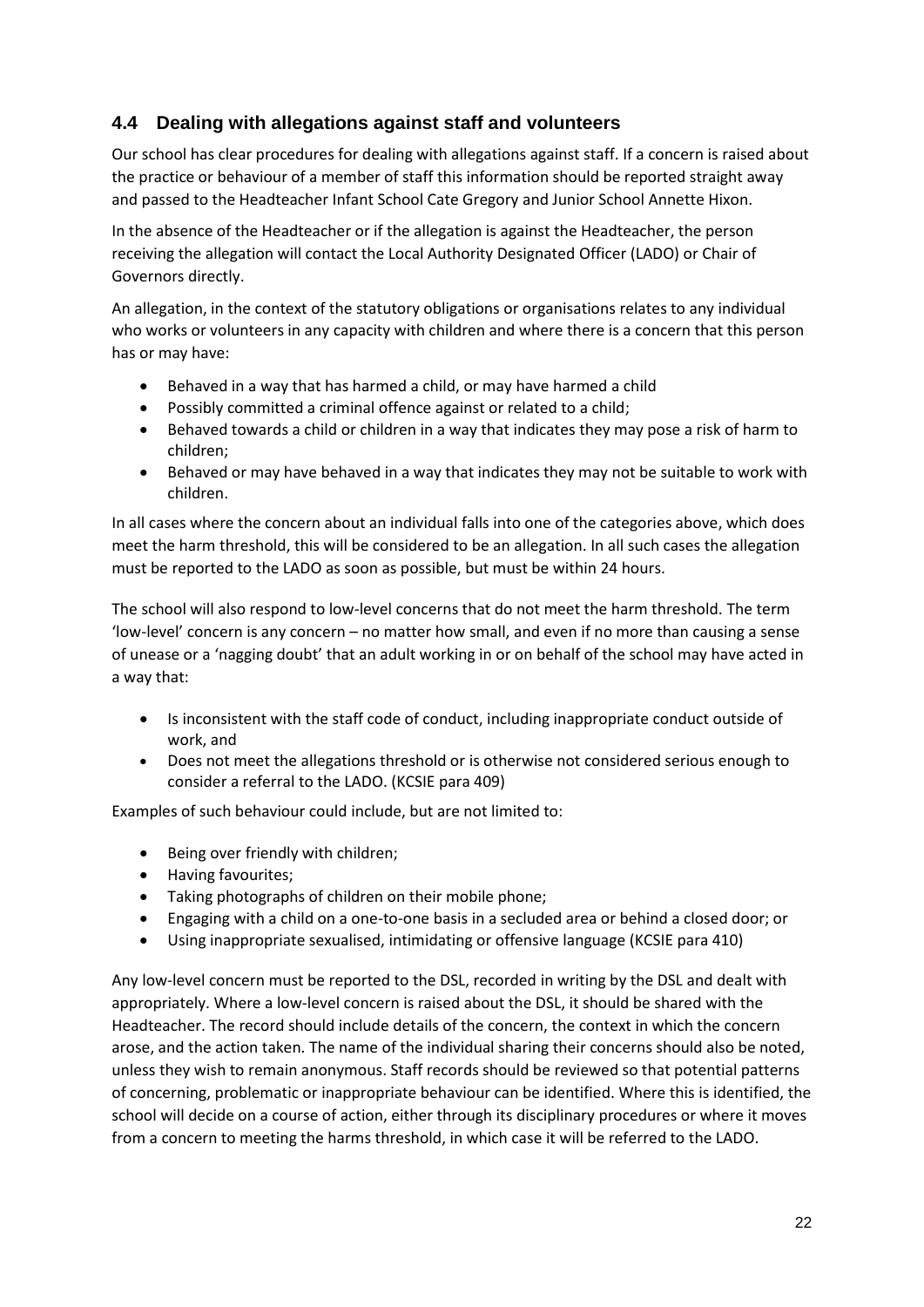### 4.4 Dealing with allegations against staff and volunteers

Our school has clear procedures for dealing with allegations against staff. If a concern is raised about the practice or behaviour of a member of staff this information should be reported straight away and passed to the Headteacher Infant School Cate Gregory and Junior School Annette Hixon.

In the absence of the Headteacher or if the allegation is against the Headteacher, the person receiving the allegation will contact the Local Authority Designated Officer (LADO) or Chair of Governors directly.

An allegation, in the context of the statutory obligations or organisations relates to any individual who works or volunteers in any capacity with children and where there is a concern that this person has or may have:

- Behaved in a way that has harmed a child, or may have harmed a child
- Possibly committed a criminal offence against or related to a child;
- Behaved towards a child or children in a way that indicates they may pose a risk of harm to children;
- Behaved or may have behaved in a way that indicates they may not be suitable to work with children.

In all cases where the concern about an individual falls into one of the categories above, which does meet the harm threshold, this will be considered to be an allegation. In all such cases the allegation must be reported to the LADO as soon as possible, but must be within 24 hours.

The school will also respond to low-level concerns that do not meet the harm threshold. The term 'low-level' concern is any concern – no matter how small, and even if no more than causing a sense of unease or a 'nagging doubt' that an adult working in or on behalf of the school may have acted in a way that:

- Is inconsistent with the staff code of conduct, including inappropriate conduct outside of work, and
- Does not meet the allegations threshold or is otherwise not considered serious enough to consider a referral to the LADO. (KCSIE para 409)

Examples of such behaviour could include, but are not limited to:

- Being over friendly with children;
- Having favourites;
- Taking photographs of children on their mobile phone;
- Engaging with a child on a one-to-one basis in a secluded area or behind a closed door; or
- Using inappropriate sexualised, intimidating or offensive language (KCSIE para 410)

Any low-level concern must be reported to the DSL, recorded in writing by the DSL and dealt with appropriately. Where a low-level concern is raised about the DSL, it should be shared with the Headteacher. The record should include details of the concern, the context in which the concern arose, and the action taken. The name of the individual sharing their concerns should also be noted, unless they wish to remain anonymous. Staff records should be reviewed so that potential patterns of concerning, problematic or inappropriate behaviour can be identified. Where this is identified, the school will decide on a course of action, either through its disciplinary procedures or where it moves from a concern to meeting the harms threshold, in which case it will be referred to the LADO.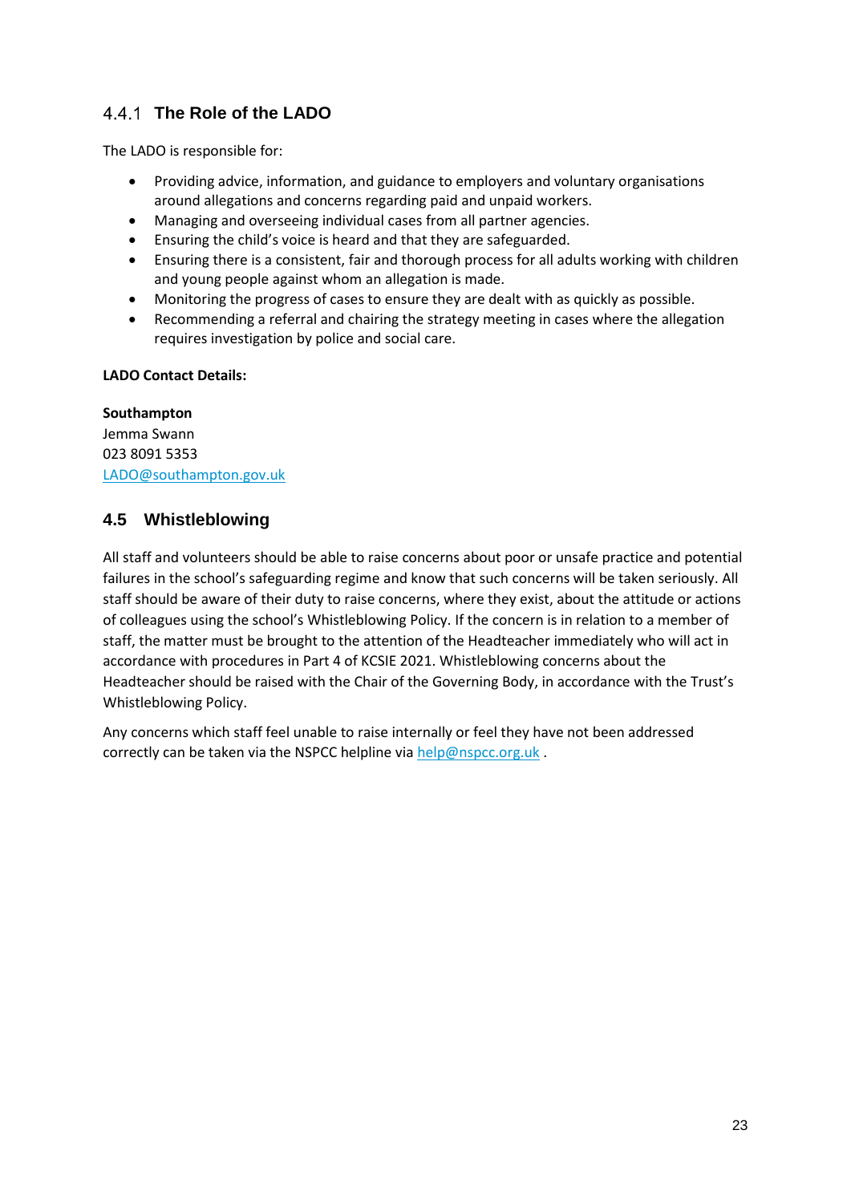### 4.4.1 The Role of the LADO

The LADO is responsible for:

- Providing advice, information, and guidance to employers and voluntary organisations around allegations and concerns regarding paid and unpaid workers.
- Managing and overseeing individual cases from all partner agencies.
- Ensuring the child's voice is heard and that they are safeguarded.
- Ensuring there is a consistent, fair and thorough process for all adults working with children and young people against whom an allegation is made.
- Monitoring the progress of cases to ensure they are dealt with as quickly as possible.
- Recommending a referral and chairing the strategy meeting in cases where the allegation requires investigation by police and social care.

**LADO Contact Details:**

**Southampton**
Jemma Swann
023 8091 5353
LADO@southampton.gov.uk

## 4.5 Whistleblowing

All staff and volunteers should be able to raise concerns about poor or unsafe practice and potential failures in the school's safeguarding regime and know that such concerns will be taken seriously. All staff should be aware of their duty to raise concerns, where they exist, about the attitude or actions of colleagues using the school's Whistleblowing Policy. If the concern is in relation to a member of staff, the matter must be brought to the attention of the Headteacher immediately who will act in accordance with procedures in Part 4 of KCSIE 2021. Whistleblowing concerns about the Headteacher should be raised with the Chair of the Governing Body, in accordance with the Trust's Whistleblowing Policy.

Any concerns which staff feel unable to raise internally or feel they have not been addressed correctly can be taken via the NSPCC helpline via help@nspcc.org.uk .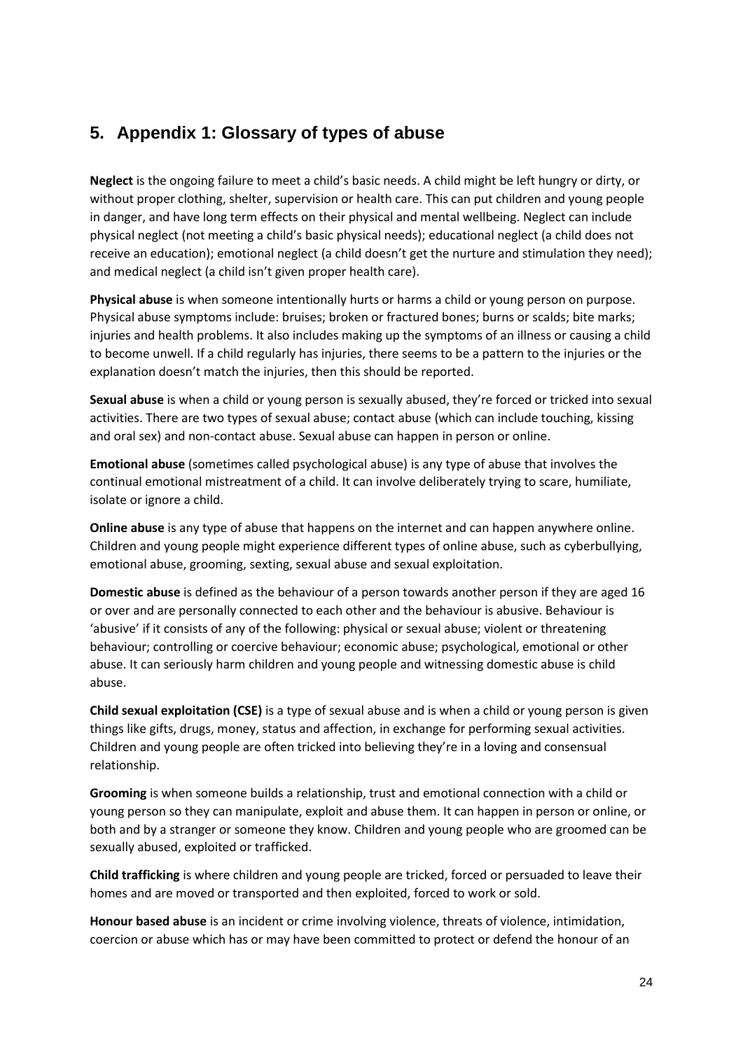## 5. Appendix 1: Glossary of types of abuse

**Neglect** is the ongoing failure to meet a child's basic needs. A child might be left hungry or dirty, or without proper clothing, shelter, supervision or health care. This can put children and young people in danger, and have long term effects on their physical and mental wellbeing. Neglect can include physical neglect (not meeting a child's basic physical needs); educational neglect (a child does not receive an education); emotional neglect (a child doesn't get the nurture and stimulation they need); and medical neglect (a child isn't given proper health care).

**Physical abuse** is when someone intentionally hurts or harms a child or young person on purpose. Physical abuse symptoms include: bruises; broken or fractured bones; burns or scalds; bite marks; injuries and health problems. It also includes making up the symptoms of an illness or causing a child to become unwell. If a child regularly has injuries, there seems to be a pattern to the injuries or the explanation doesn't match the injuries, then this should be reported.

**Sexual abuse** is when a child or young person is sexually abused, they're forced or tricked into sexual activities. There are two types of sexual abuse; contact abuse (which can include touching, kissing and oral sex) and non-contact abuse. Sexual abuse can happen in person or online.

**Emotional abuse** (sometimes called psychological abuse) is any type of abuse that involves the continual emotional mistreatment of a child. It can involve deliberately trying to scare, humiliate, isolate or ignore a child.

**Online abuse** is any type of abuse that happens on the internet and can happen anywhere online. Children and young people might experience different types of online abuse, such as cyberbullying, emotional abuse, grooming, sexting, sexual abuse and sexual exploitation.

**Domestic abuse** is defined as the behaviour of a person towards another person if they are aged 16 or over and are personally connected to each other and the behaviour is abusive. Behaviour is 'abusive' if it consists of any of the following: physical or sexual abuse; violent or threatening behaviour; controlling or coercive behaviour; economic abuse; psychological, emotional or other abuse. It can seriously harm children and young people and witnessing domestic abuse is child abuse.

**Child sexual exploitation (CSE)** is a type of sexual abuse and is when a child or young person is given things like gifts, drugs, money, status and affection, in exchange for performing sexual activities. Children and young people are often tricked into believing they're in a loving and consensual relationship.

**Grooming** is when someone builds a relationship, trust and emotional connection with a child or young person so they can manipulate, exploit and abuse them. It can happen in person or online, or both and by a stranger or someone they know. Children and young people who are groomed can be sexually abused, exploited or trafficked.

**Child trafficking** is where children and young people are tricked, forced or persuaded to leave their homes and are moved or transported and then exploited, forced to work or sold.

**Honour based abuse** is an incident or crime involving violence, threats of violence, intimidation, coercion or abuse which has or may have been committed to protect or defend the honour of an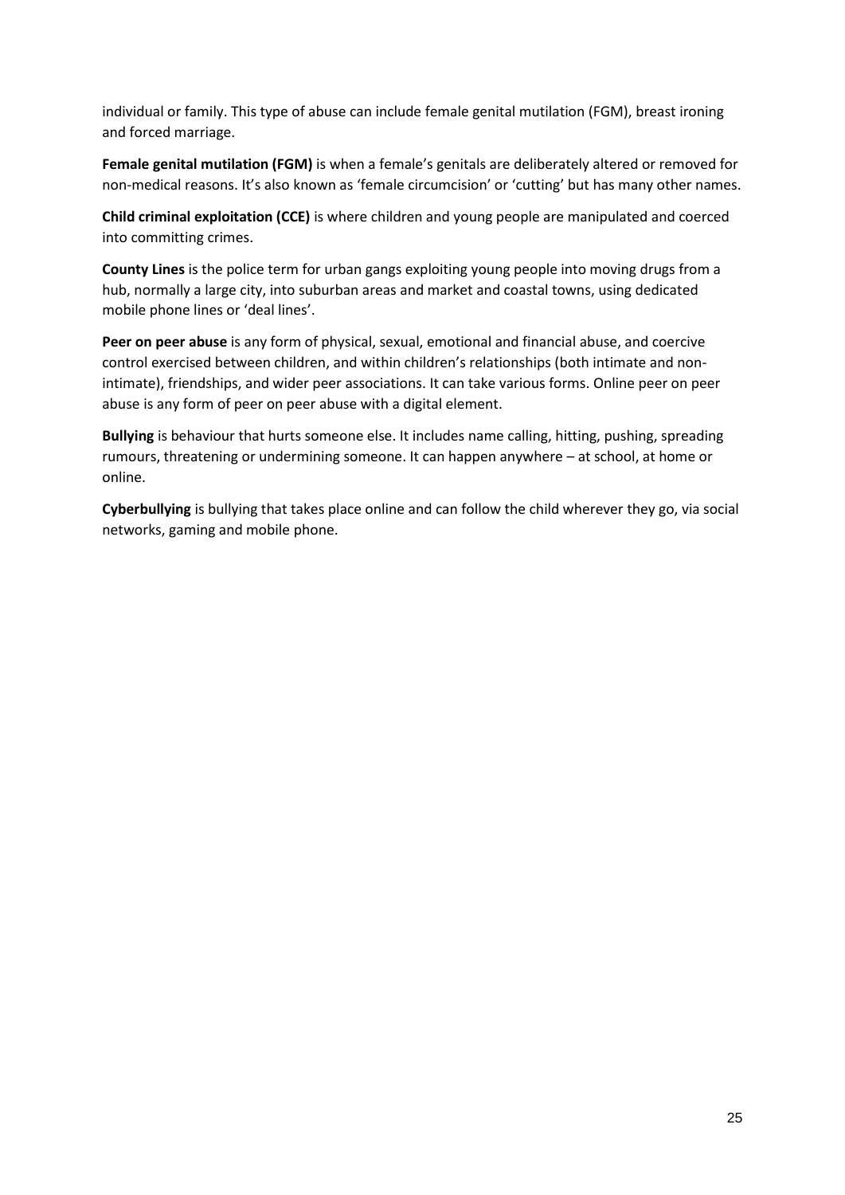individual or family. This type of abuse can include female genital mutilation (FGM), breast ironing and forced marriage.

**Female genital mutilation (FGM)** is when a female's genitals are deliberately altered or removed for non-medical reasons. It's also known as 'female circumcision' or 'cutting' but has many other names.

**Child criminal exploitation (CCE)** is where children and young people are manipulated and coerced into committing crimes.

**County Lines** is the police term for urban gangs exploiting young people into moving drugs from a hub, normally a large city, into suburban areas and market and coastal towns, using dedicated mobile phone lines or 'deal lines'.

**Peer on peer abuse** is any form of physical, sexual, emotional and financial abuse, and coercive control exercised between children, and within children's relationships (both intimate and non-intimate), friendships, and wider peer associations. It can take various forms. Online peer on peer abuse is any form of peer on peer abuse with a digital element.

**Bullying** is behaviour that hurts someone else. It includes name calling, hitting, pushing, spreading rumours, threatening or undermining someone. It can happen anywhere – at school, at home or online.

**Cyberbullying** is bullying that takes place online and can follow the child wherever they go, via social networks, gaming and mobile phone.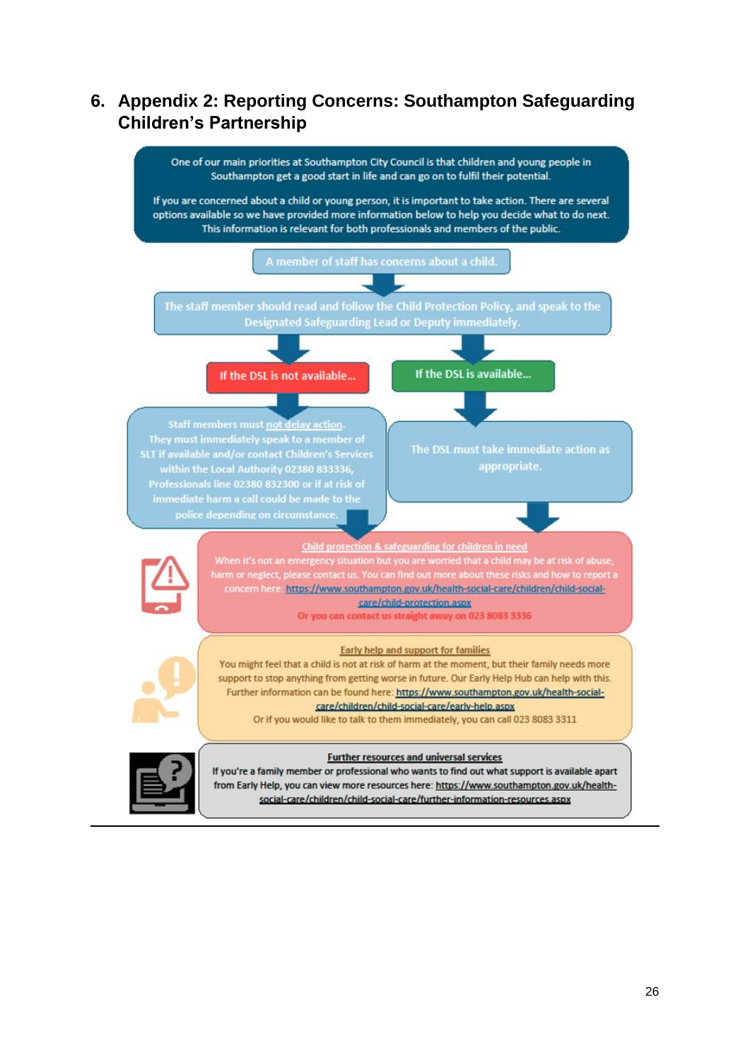# 6. Appendix 2: Reporting Concerns: Southampton Safeguarding Children's Partnership

One of our main priorities at Southampton City Council is that children and young people in Southampton get a good start in life and can go on to fulfil their potential.

If you are concerned about a child or young person, it is important to take action. There are several options available so we have provided more information below to help you decide what to do next. This information is relevant for both professionals and members of the public.

A member of staff has concerns about a child.

The staff member should read and follow the Child Protection Policy, and speak to the Designated Safeguarding Lead or Deputy immediately.

**If the DSL is not available...**

Staff members must not delay action. They must immediately speak to a member of SLT if available and/or contact Children's Services within the Local Authority 02380 833336, Professionals line 02380 832300 or if at risk of immediate harm a call could be made to the police depending on circumstance.

**If the DSL is available...**

The DSL must take immediate action as appropriate.

**Child protection & safeguarding for children in need**

When it's not an emergency situation but you are worried that a child may be at risk of abuse, harm or neglect, please contact us. You can find out more about these risks and how to report a concern here: https://www.southampton.gov.uk/health-social-care/children/child-social-care/child-protection.aspx

Or you can contact us straight away on 023 8083 3336

**Early help and support for families**

You might feel that a child is not at risk of harm at the moment, but their family needs more support to stop anything from getting worse in future. Our Early Help Hub can help with this. Further information can be found here: https://www.southampton.gov.uk/health-social-care/children/child-social-care/early-help.aspx

Or if you would like to talk to them immediately, you can call 023 8083 3311

**Further resources and universal services**

If you're a family member or professional who wants to find out what support is available apart from Early Help, you can view more resources here: https://www.southampton.gov.uk/health-social-care/children/child-social-care/further-information-resources.aspx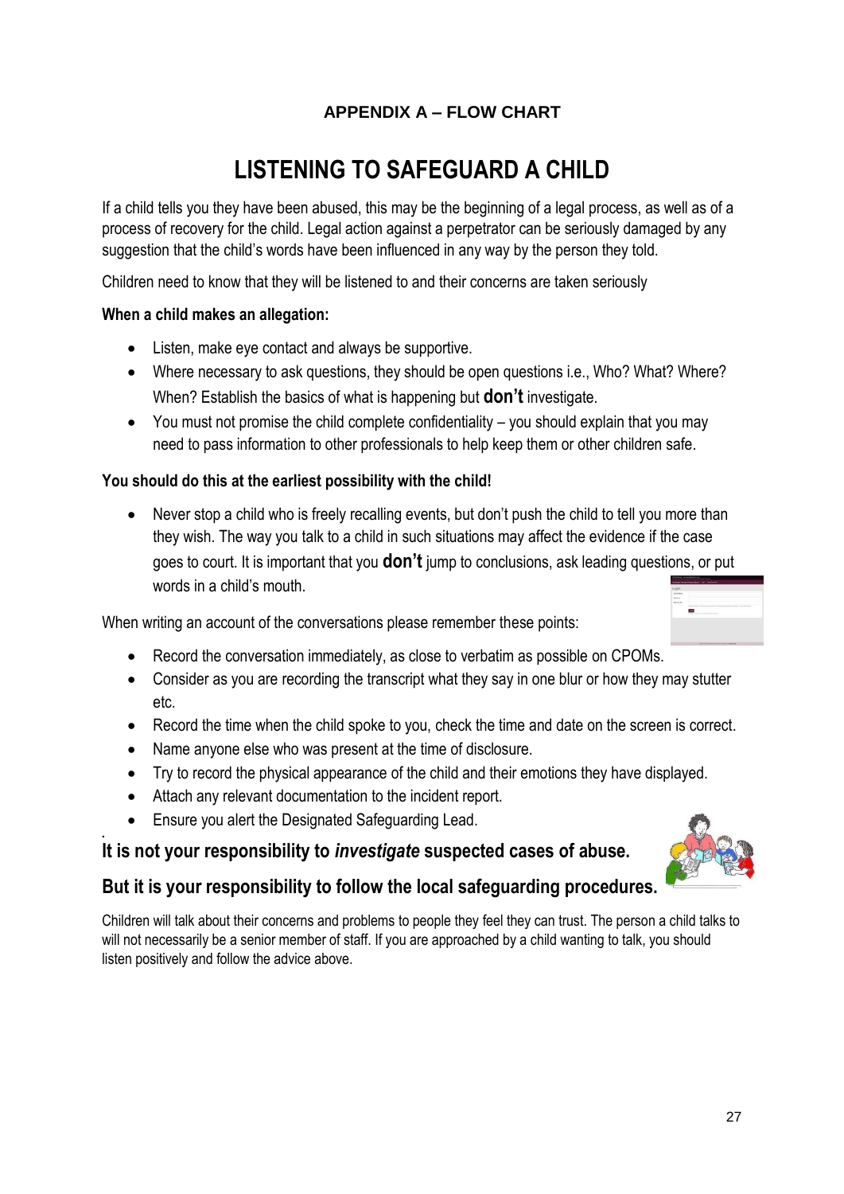## APPENDIX A – FLOW CHART

# LISTENING TO SAFEGUARD A CHILD

If a child tells you they have been abused, this may be the beginning of a legal process, as well as of a process of recovery for the child. Legal action against a perpetrator can be seriously damaged by any suggestion that the child's words have been influenced in any way by the person they told.

Children need to know that they will be listened to and their concerns are taken seriously

**When a child makes an allegation:**

- Listen, make eye contact and always be supportive.
- Where necessary to ask questions, they should be open questions i.e., Who? What? Where? When? Establish the basics of what is happening but **don't** investigate.
- You must not promise the child complete confidentiality – you should explain that you may need to pass information to other professionals to help keep them or other children safe.

**You should do this at the earliest possibility with the child!**

- Never stop a child who is freely recalling events, but don't push the child to tell you more than they wish. The way you talk to a child in such situations may affect the evidence if the case goes to court. It is important that you **don't** jump to conclusions, ask leading questions, or put words in a child's mouth.

When writing an account of the conversations please remember these points:

- Record the conversation immediately, as close to verbatim as possible on CPOMs.
- Consider as you are recording the transcript what they say in one blur or how they may stutter etc.
- Record the time when the child spoke to you, check the time and date on the screen is correct.
- Name anyone else who was present at the time of disclosure.
- Try to record the physical appearance of the child and their emotions they have displayed.
- Attach any relevant documentation to the incident report.
- Ensure you alert the Designated Safeguarding Lead.

### It is not your responsibility to *investigate* suspected cases of abuse.

### But it is your responsibility to follow the local safeguarding procedures.

Children will talk about their concerns and problems to people they feel they can trust. The person a child talks to will not necessarily be a senior member of staff. If you are approached by a child wanting to talk, you should listen positively and follow the advice above.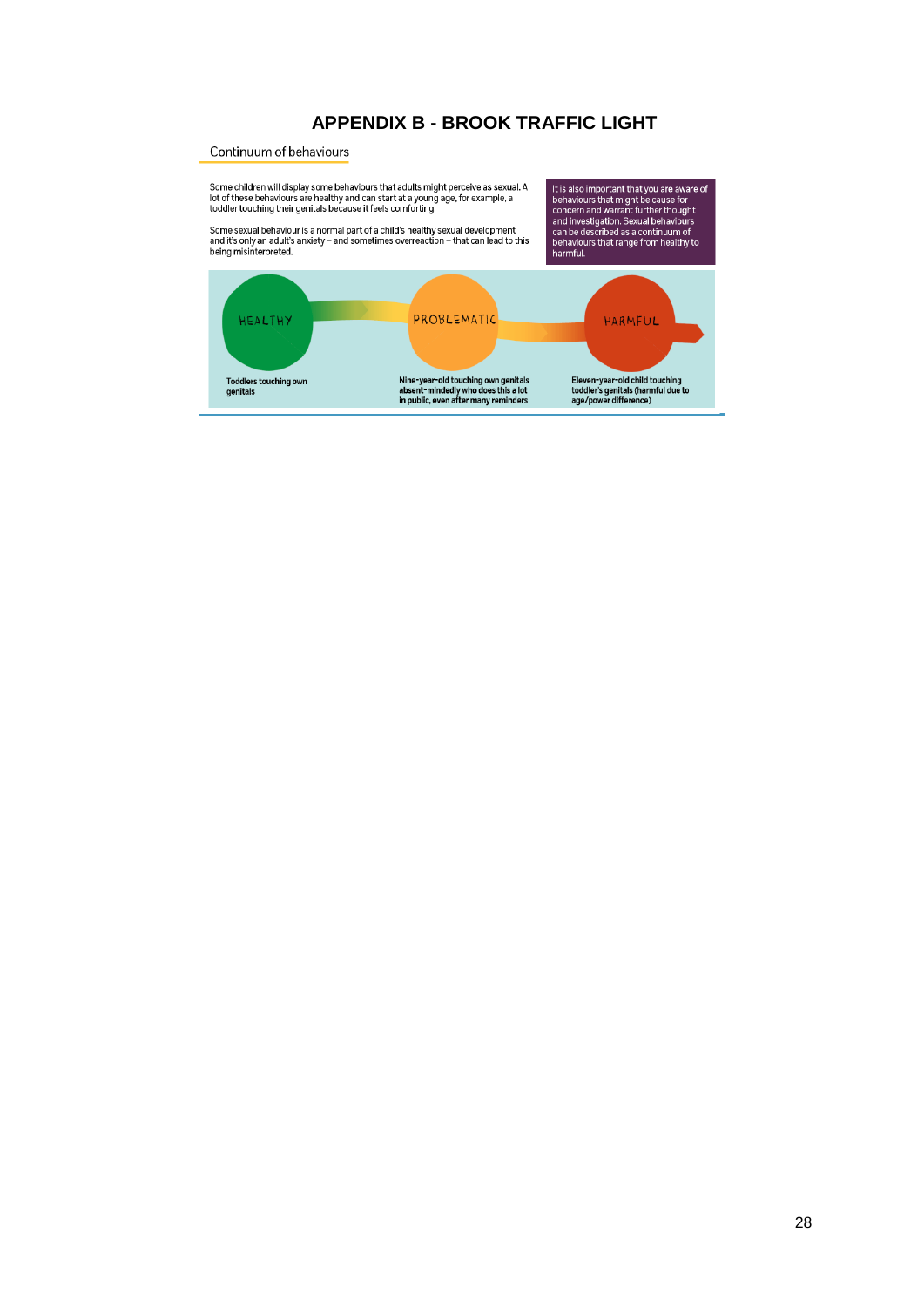# APPENDIX B - BROOK TRAFFIC LIGHT

## Continuum of behaviours

Some children will display some behaviours that adults might perceive as sexual. A lot of these behaviours are healthy and can start at a young age, for example, a toddler touching their genitals because it feels comforting.

Some sexual behaviour is a normal part of a child's healthy sexual development and it's only an adult's anxiety – and sometimes overreaction – that can lead to this being misinterpreted.

It is also important that you are aware of behaviours that might be cause for concern and warrant further thought and investigation. Sexual behaviours can be described as a continuum of behaviours that range from healthy to harmful.

HEALTHY

Toddlers touching own genitals

PROBLEMATIC

Nine-year-old touching own genitals absent-mindedly who does this a lot in public, even after many reminders

HARMFUL

Eleven-year-old child touching toddler's genitals (harmful due to age/power difference)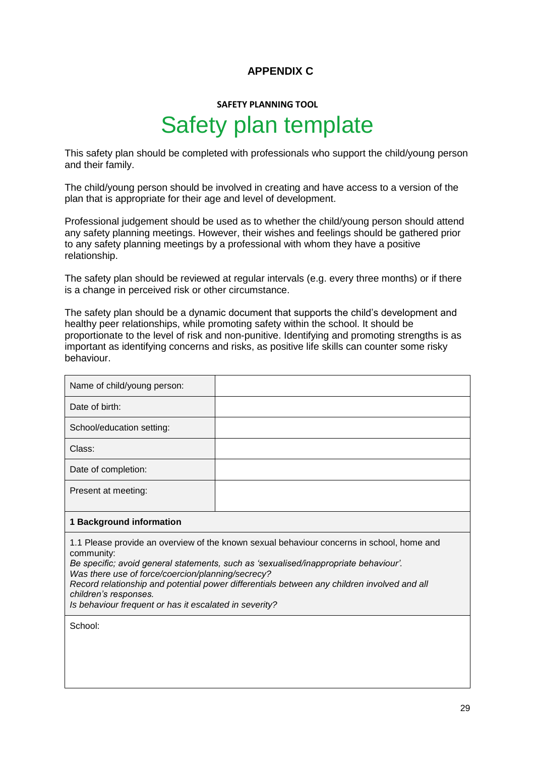**APPENDIX C**

**SAFETY PLANNING TOOL**

# Safety plan template

This safety plan should be completed with professionals who support the child/young person and their family.

The child/young person should be involved in creating and have access to a version of the plan that is appropriate for their age and level of development.

Professional judgement should be used as to whether the child/young person should attend any safety planning meetings. However, their wishes and feelings should be gathered prior to any safety planning meetings by a professional with whom they have a positive relationship.

The safety plan should be reviewed at regular intervals (e.g. every three months) or if there is a change in perceived risk or other circumstance.

The safety plan should be a dynamic document that supports the child's development and healthy peer relationships, while promoting safety within the school. It should be proportionate to the level of risk and non-punitive. Identifying and promoting strengths is as important as identifying concerns and risks, as positive life skills can counter some risky behaviour.

| | |
|---|---|
| Name of child/young person: | |
| Date of birth: | |
| School/education setting: | |
| Class: | |
| Date of completion: | |
| Present at meeting: | |

| **1 Background information** |
|---|
| 1.1 Please provide an overview of the known sexual behaviour concerns in school, home and community:<br>*Be specific; avoid general statements, such as 'sexualised/inappropriate behaviour'.*<br>*Was there use of force/coercion/planning/secrecy?*<br>*Record relationship and potential power differentials between any children involved and all children's responses.*<br>*Is behaviour frequent or has it escalated in severity?* |
| School: |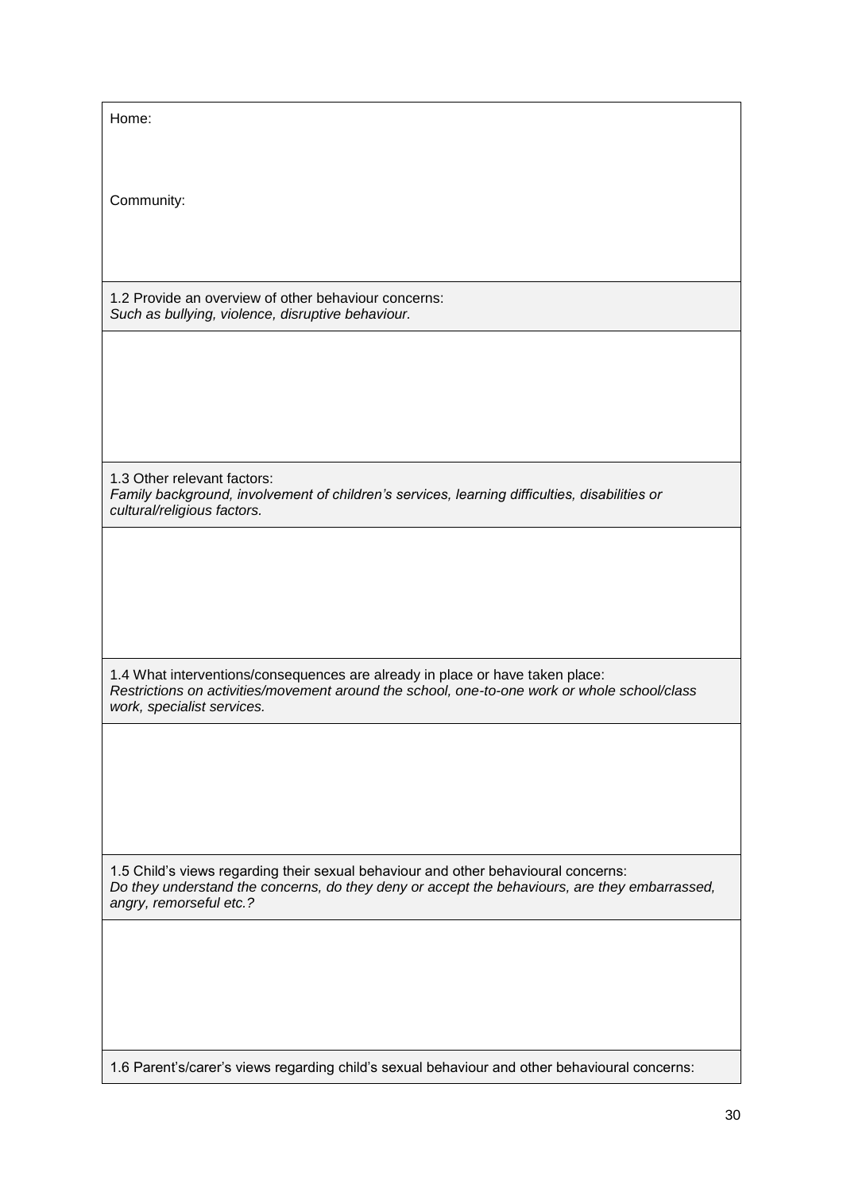| Home:<br><br><br>Community: |
| --- |
| 1.2 Provide an overview of other behaviour concerns:<br>*Such as bullying, violence, disruptive behaviour.* |
| |
| 1.3 Other relevant factors:<br>*Family background, involvement of children's services, learning difficulties, disabilities or cultural/religious factors.* |
| |
| 1.4 What interventions/consequences are already in place or have taken place:<br>*Restrictions on activities/movement around the school, one-to-one work or whole school/class work, specialist services.* |
| |
| 1.5 Child's views regarding their sexual behaviour and other behavioural concerns:<br>*Do they understand the concerns, do they deny or accept the behaviours, are they embarrassed, angry, remorseful etc.?* |
| |
| 1.6 Parent's/carer's views regarding child's sexual behaviour and other behavioural concerns: |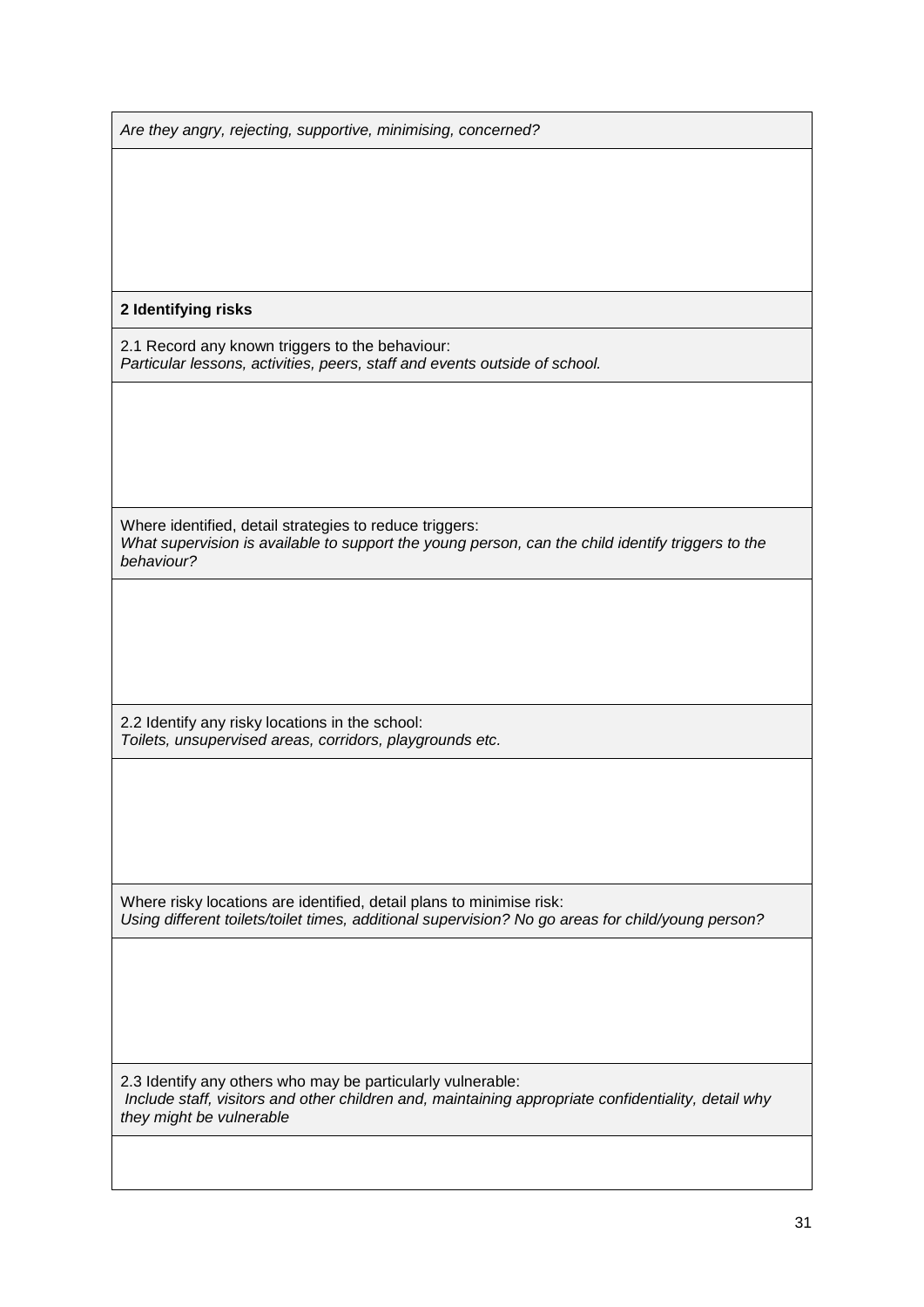| *Are they angry, rejecting, supportive, minimising, concerned?* |
| --- |
| |
| **2 Identifying risks** |
| 2.1 Record any known triggers to the behaviour:<br>*Particular lessons, activities, peers, staff and events outside of school.* |
| |
| Where identified, detail strategies to reduce triggers:<br>*What supervision is available to support the young person, can the child identify triggers to the behaviour?* |
| |
| 2.2 Identify any risky locations in the school:<br>*Toilets, unsupervised areas, corridors, playgrounds etc.* |
| |
| Where risky locations are identified, detail plans to minimise risk:<br>*Using different toilets/toilet times, additional supervision? No go areas for child/young person?* |
| |
| 2.3 Identify any others who may be particularly vulnerable:<br>*Include staff, visitors and other children and, maintaining appropriate confidentiality, detail why they might be vulnerable* |
| |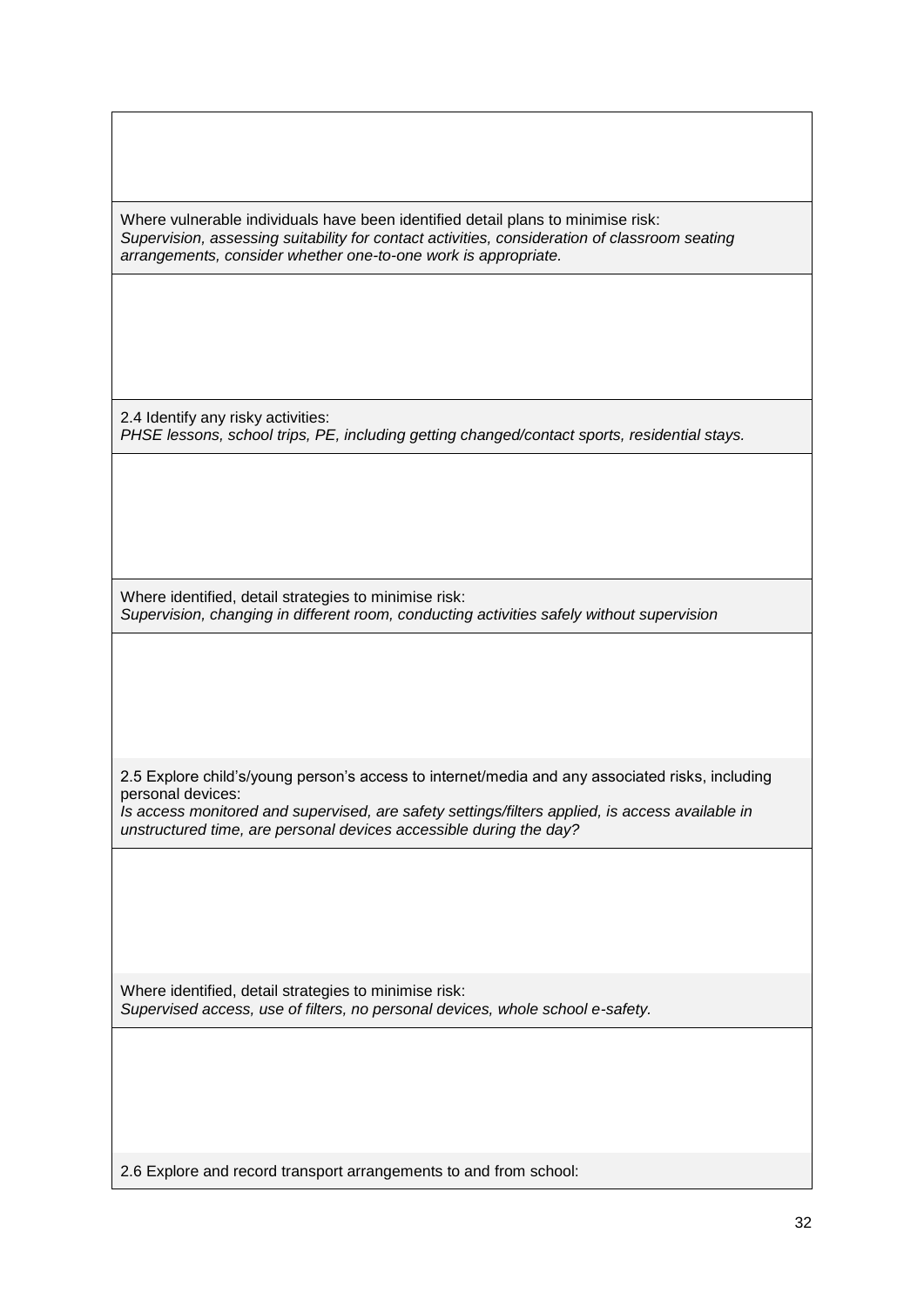Where vulnerable individuals have been identified detail plans to minimise risk:
*Supervision, assessing suitability for contact activities, consideration of classroom seating arrangements, consider whether one-to-one work is appropriate.*

2.4 Identify any risky activities:
*PHSE lessons, school trips, PE, including getting changed/contact sports, residential stays.*

Where identified, detail strategies to minimise risk:
*Supervision, changing in different room, conducting activities safely without supervision*

2.5 Explore child's/young person's access to internet/media and any associated risks, including personal devices:
*Is access monitored and supervised, are safety settings/filters applied, is access available in unstructured time, are personal devices accessible during the day?*

Where identified, detail strategies to minimise risk:
*Supervised access, use of filters, no personal devices, whole school e-safety.*

2.6 Explore and record transport arrangements to and from school: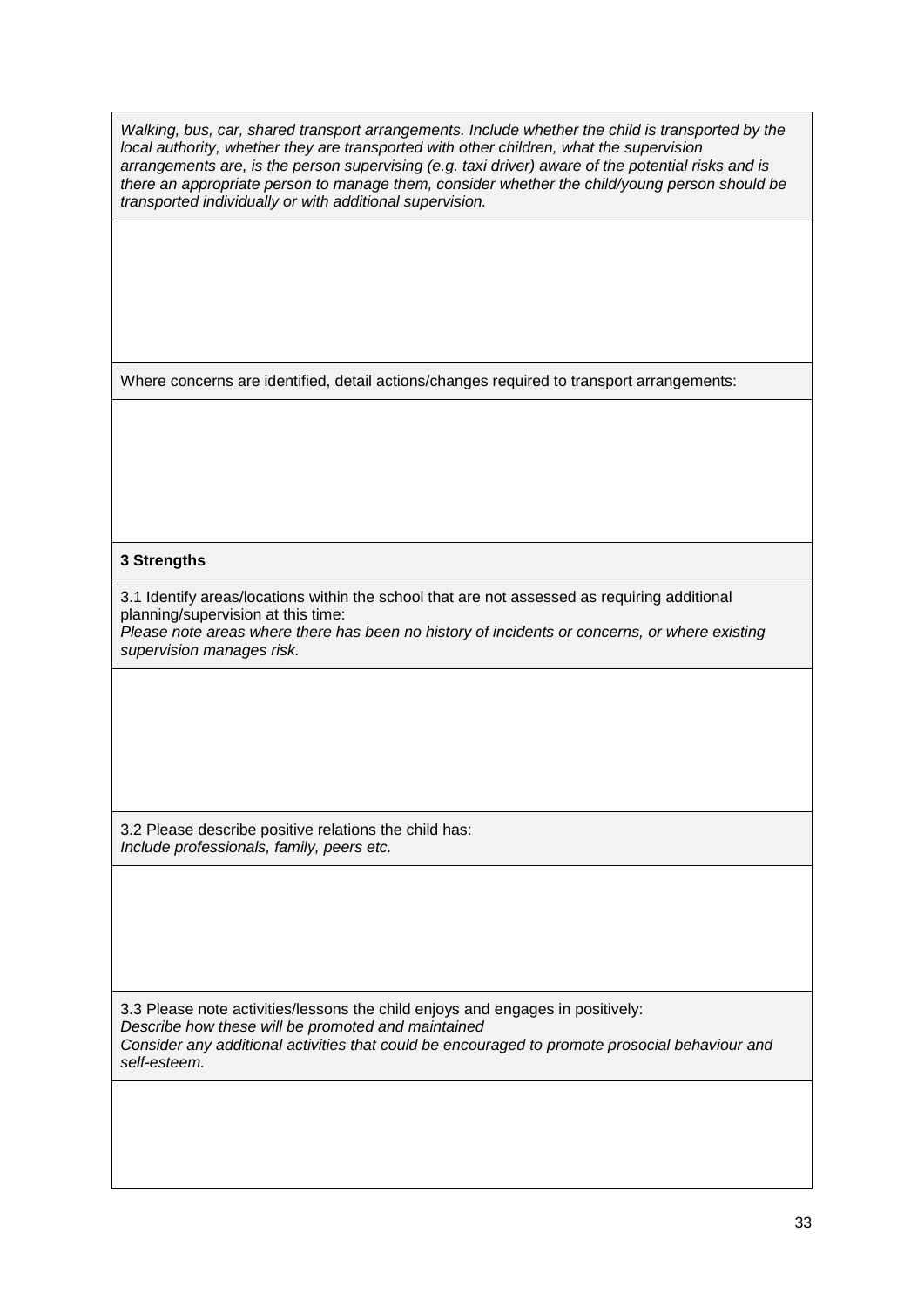*Walking, bus, car, shared transport arrangements. Include whether the child is transported by the local authority, whether they are transported with other children, what the supervision arrangements are, is the person supervising (e.g. taxi driver) aware of the potential risks and is there an appropriate person to manage them, consider whether the child/young person should be transported individually or with additional supervision.*

Where concerns are identified, detail actions/changes required to transport arrangements:

**3 Strengths**

3.1 Identify areas/locations within the school that are not assessed as requiring additional planning/supervision at this time:
*Please note areas where there has been no history of incidents or concerns, or where existing supervision manages risk.*

3.2 Please describe positive relations the child has:
*Include professionals, family, peers etc.*

3.3 Please note activities/lessons the child enjoys and engages in positively:
*Describe how these will be promoted and maintained*
*Consider any additional activities that could be encouraged to promote prosocial behaviour and self-esteem.*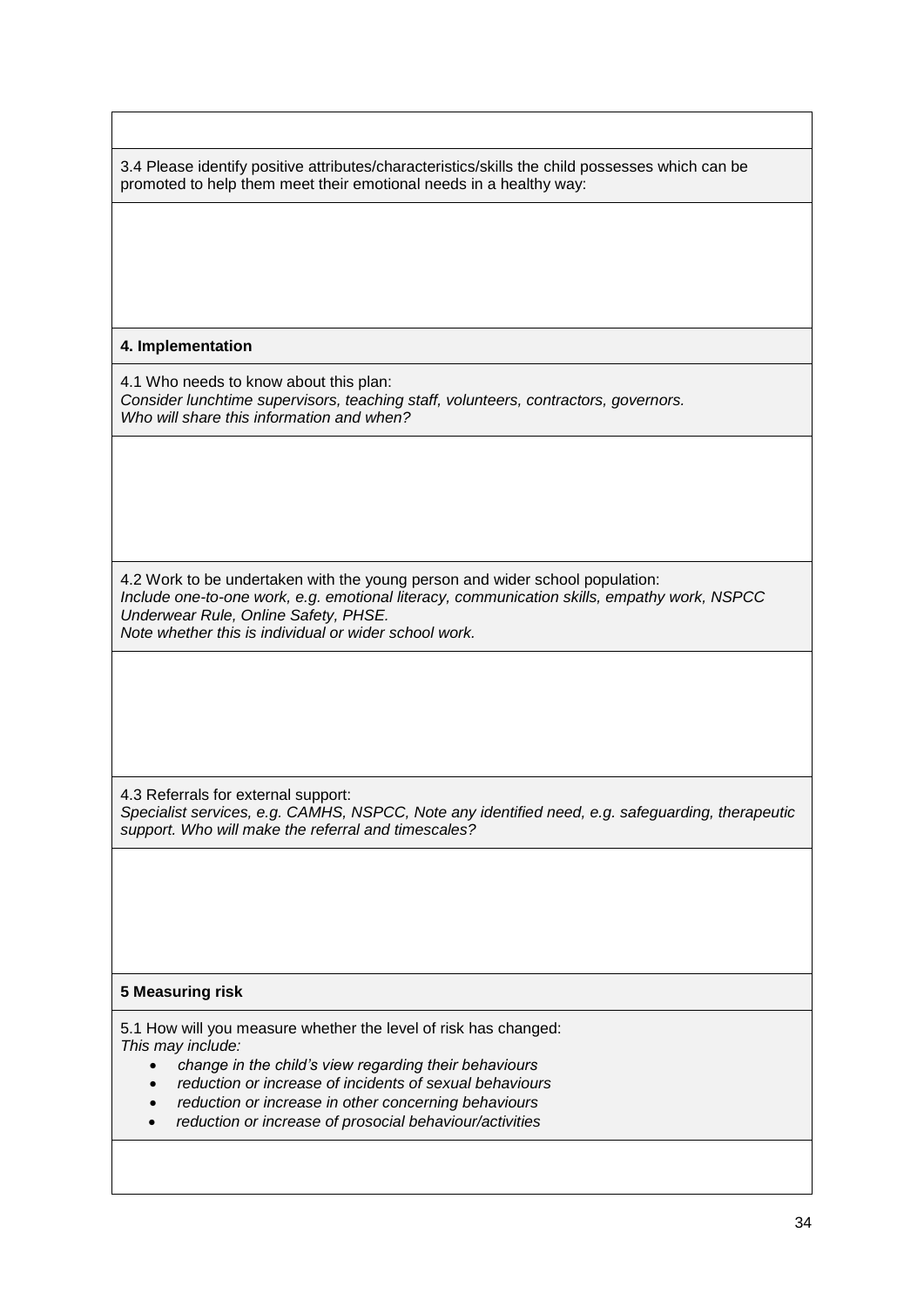3.4 Please identify positive attributes/characteristics/skills the child possesses which can be promoted to help them meet their emotional needs in a healthy way:

**4. Implementation**

4.1 Who needs to know about this plan:
*Consider lunchtime supervisors, teaching staff, volunteers, contractors, governors.*
*Who will share this information and when?*

4.2 Work to be undertaken with the young person and wider school population:
*Include one-to-one work, e.g. emotional literacy, communication skills, empathy work, NSPCC Underwear Rule, Online Safety, PHSE.*
*Note whether this is individual or wider school work.*

4.3 Referrals for external support:
*Specialist services, e.g. CAMHS, NSPCC, Note any identified need, e.g. safeguarding, therapeutic support. Who will make the referral and timescales?*

**5 Measuring risk**

5.1 How will you measure whether the level of risk has changed:
*This may include:*

- *change in the child's view regarding their behaviours*
- *reduction or increase of incidents of sexual behaviours*
- *reduction or increase in other concerning behaviours*
- *reduction or increase of prosocial behaviour/activities*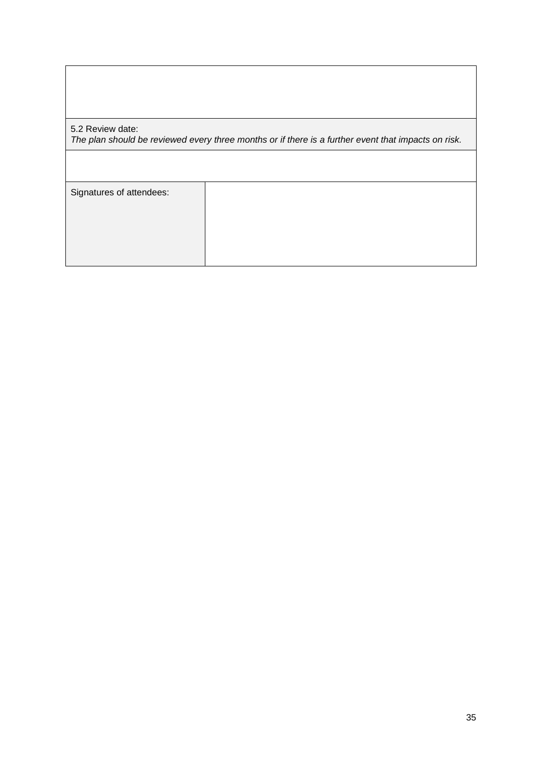| | |
|---|---|
| | |
| 5.2 Review date:<br>*The plan should be reviewed every three months or if there is a further event that impacts on risk.* | |
| | |
| Signatures of attendees: | |